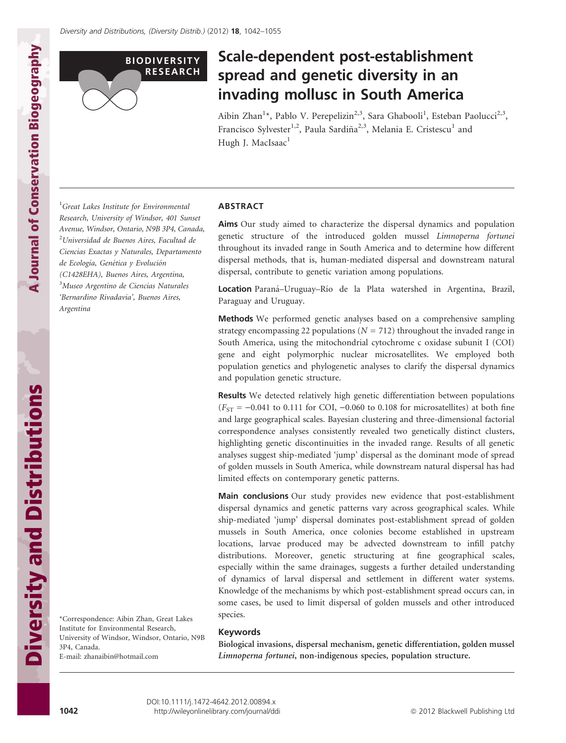BIODIVERSITY RESEARCH

# Scale-dependent post-establishment spread and genetic diversity in an invading mollusc in South America

Aibin Zhan[1*], Pablo V. Perepelizin[2,3], Sara Ghabooli[1], Esteban Paolucci[2,3], Francisco Sylvester[1,2], Paula Sardiña[2,3], Melania E. Cristescu[1] and Hugh J. MacIsaac[1]

[1]*Great Lakes Institute for Environmental Research, University of Windsor, 401 Sunset Avenue, Windsor, Ontario, N9B 3P4, Canada,* [2]*Universidad de Buenos Aires, Facultad de Ciencias Exactas y Naturales, Departamento de Ecología, Genética y Evolución (C1428EHA), Buenos Aires, Argentina,* [3]*Museo Argentino de Ciencias Naturales 'Bernardino Rivadavia', Buenos Aires, Argentina*

*Correspondence: Aibin Zhan, Great Lakes Institute for Environmental Research, University of Windsor, Windsor, Ontario, N9B 3P4, Canada.
E-mail: zhanaibin@hotmail.com

## ABSTRACT

**Aims** Our study aimed to characterize the dispersal dynamics and population genetic structure of the introduced golden mussel *Limnoperna fortunei* throughout its invaded range in South America and to determine how different dispersal methods, that is, human-mediated dispersal and downstream natural dispersal, contribute to genetic variation among populations.

**Location** Paraná–Uruguay–Río de la Plata watershed in Argentina, Brazil, Paraguay and Uruguay.

**Methods** We performed genetic analyses based on a comprehensive sampling strategy encompassing 22 populations ($N = 712$) throughout the invaded range in South America, using the mitochondrial cytochrome c oxidase subunit I (COI) gene and eight polymorphic nuclear microsatellites. We employed both population genetics and phylogenetic analyses to clarify the dispersal dynamics and population genetic structure.

**Results** We detected relatively high genetic differentiation between populations ($F_{ST} = -0.041$ to 0.111 for COI, $-0.060$ to 0.108 for microsatellites) at both fine and large geographical scales. Bayesian clustering and three-dimensional factorial correspondence analyses consistently revealed two genetically distinct clusters, highlighting genetic discontinuities in the invaded range. Results of all genetic analyses suggest ship-mediated 'jump' dispersal as the dominant mode of spread of golden mussels in South America, while downstream natural dispersal has had limited effects on contemporary genetic patterns.

**Main conclusions** Our study provides new evidence that post-establishment dispersal dynamics and genetic patterns vary across geographical scales. While ship-mediated 'jump' dispersal dominates post-establishment spread of golden mussels in South America, once colonies become established in upstream locations, larvae produced may be advected downstream to infill patchy distributions. Moreover, genetic structuring at fine geographical scales, especially within the same drainages, suggests a further detailed understanding of dynamics of larval dispersal and settlement in different water systems. Knowledge of the mechanisms by which post-establishment spread occurs can, in some cases, be used to limit dispersal of golden mussels and other introduced species.

### Keywords

**Biological invasions, dispersal mechanism, genetic differentiation, golden mussel *Limnoperna fortunei*, non-indigenous species, population structure.**

DOI:10.1111/j.1472-4642.2012.00894.x
http://wileyonlinelibrary.com/journal/ddi

© 2012 Blackwell Publishing Ltd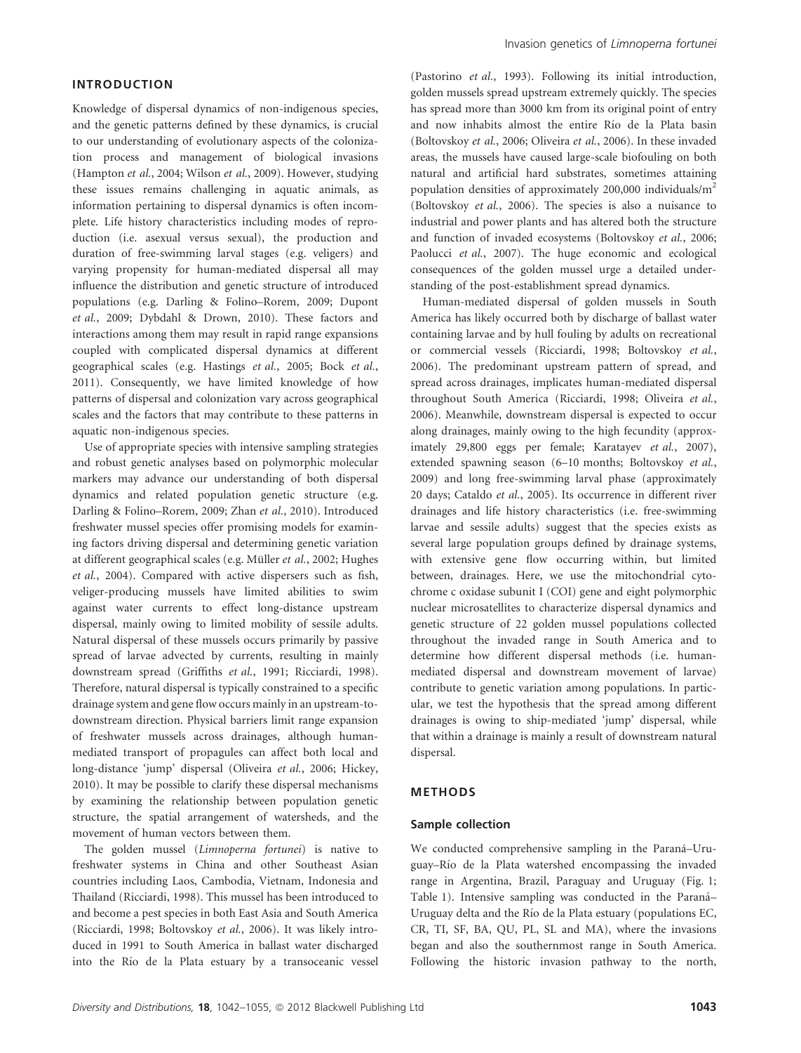## INTRODUCTION

Knowledge of dispersal dynamics of non-indigenous species, and the genetic patterns defined by these dynamics, is crucial to our understanding of evolutionary aspects of the colonization process and management of biological invasions (Hampton *et al.*, 2004; Wilson *et al.*, 2009). However, studying these issues remains challenging in aquatic animals, as information pertaining to dispersal dynamics is often incomplete. Life history characteristics including modes of reproduction (i.e. asexual versus sexual), the production and duration of free-swimming larval stages (e.g. veligers) and varying propensity for human-mediated dispersal all may influence the distribution and genetic structure of introduced populations (e.g. Darling & Folino–Rorem, 2009; Dupont *et al.*, 2009; Dybdahl & Drown, 2010). These factors and interactions among them may result in rapid range expansions coupled with complicated dispersal dynamics at different geographical scales (e.g. Hastings *et al.*, 2005; Bock *et al.*, 2011). Consequently, we have limited knowledge of how patterns of dispersal and colonization vary across geographical scales and the factors that may contribute to these patterns in aquatic non-indigenous species.

Use of appropriate species with intensive sampling strategies and robust genetic analyses based on polymorphic molecular markers may advance our understanding of both dispersal dynamics and related population genetic structure (e.g. Darling & Folino–Rorem, 2009; Zhan *et al.*, 2010). Introduced freshwater mussel species offer promising models for examining factors driving dispersal and determining genetic variation at different geographical scales (e.g. Müller *et al.*, 2002; Hughes *et al.*, 2004). Compared with active dispersers such as fish, veliger-producing mussels have limited abilities to swim against water currents to effect long-distance upstream dispersal, mainly owing to limited mobility of sessile adults. Natural dispersal of these mussels occurs primarily by passive spread of larvae advected by currents, resulting in mainly downstream spread (Griffiths *et al.*, 1991; Ricciardi, 1998). Therefore, natural dispersal is typically constrained to a specific drainage system and gene flow occurs mainly in an upstream-to-downstream direction. Physical barriers limit range expansion of freshwater mussels across drainages, although human-mediated transport of propagules can affect both local and long-distance 'jump' dispersal (Oliveira *et al.*, 2006; Hickey, 2010). It may be possible to clarify these dispersal mechanisms by examining the relationship between population genetic structure, the spatial arrangement of watersheds, and the movement of human vectors between them.

The golden mussel (*Limnoperna fortunei*) is native to freshwater systems in China and other Southeast Asian countries including Laos, Cambodia, Vietnam, Indonesia and Thailand (Ricciardi, 1998). This mussel has been introduced to and become a pest species in both East Asia and South America (Ricciardi, 1998; Boltovskoy *et al.*, 2006). It was likely introduced in 1991 to South America in ballast water discharged into the Río de la Plata estuary by a transoceanic vessel (Pastorino *et al.*, 1993). Following its initial introduction, golden mussels spread upstream extremely quickly. The species has spread more than 3000 km from its original point of entry and now inhabits almost the entire Río de la Plata basin (Boltovskoy *et al.*, 2006; Oliveira *et al.*, 2006). In these invaded areas, the mussels have caused large-scale biofouling on both natural and artificial hard substrates, sometimes attaining population densities of approximately 200,000 individuals/m$^2$ (Boltovskoy *et al.*, 2006). The species is also a nuisance to industrial and power plants and has altered both the structure and function of invaded ecosystems (Boltovskoy *et al.*, 2006; Paolucci *et al.*, 2007). The huge economic and ecological consequences of the golden mussel urge a detailed understanding of the post-establishment spread dynamics.

Human-mediated dispersal of golden mussels in South America has likely occurred both by discharge of ballast water containing larvae and by hull fouling by adults on recreational or commercial vessels (Ricciardi, 1998; Boltovskoy *et al.*, 2006). The predominant upstream pattern of spread, and spread across drainages, implicates human-mediated dispersal throughout South America (Ricciardi, 1998; Oliveira *et al.*, 2006). Meanwhile, downstream dispersal is expected to occur along drainages, mainly owing to the high fecundity (approximately 29,800 eggs per female; Karatayev *et al.*, 2007), extended spawning season (6–10 months; Boltovskoy *et al.*, 2009) and long free-swimming larval phase (approximately 20 days; Cataldo *et al.*, 2005). Its occurrence in different river drainages and life history characteristics (i.e. free-swimming larvae and sessile adults) suggest that the species exists as several large population groups defined by drainage systems, with extensive gene flow occurring within, but limited between, drainages. Here, we use the mitochondrial cytochrome c oxidase subunit I (COI) gene and eight polymorphic nuclear microsatellites to characterize dispersal dynamics and genetic structure of 22 golden mussel populations collected throughout the invaded range in South America and to determine how different dispersal methods (i.e. human-mediated dispersal and downstream movement of larvae) contribute to genetic variation among populations. In particular, we test the hypothesis that the spread among different drainages is owing to ship-mediated 'jump' dispersal, while that within a drainage is mainly a result of downstream natural dispersal.

## METHODS

### Sample collection

We conducted comprehensive sampling in the Paraná–Uruguay–Río de la Plata watershed encompassing the invaded range in Argentina, Brazil, Paraguay and Uruguay (Fig. 1; Table 1). Intensive sampling was conducted in the Paraná–Uruguay delta and the Río de la Plata estuary (populations EC, CR, TI, SF, BA, QU, PL, SL and MA), where the invasions began and also the southernmost range in South America. Following the historic invasion pathway to the north,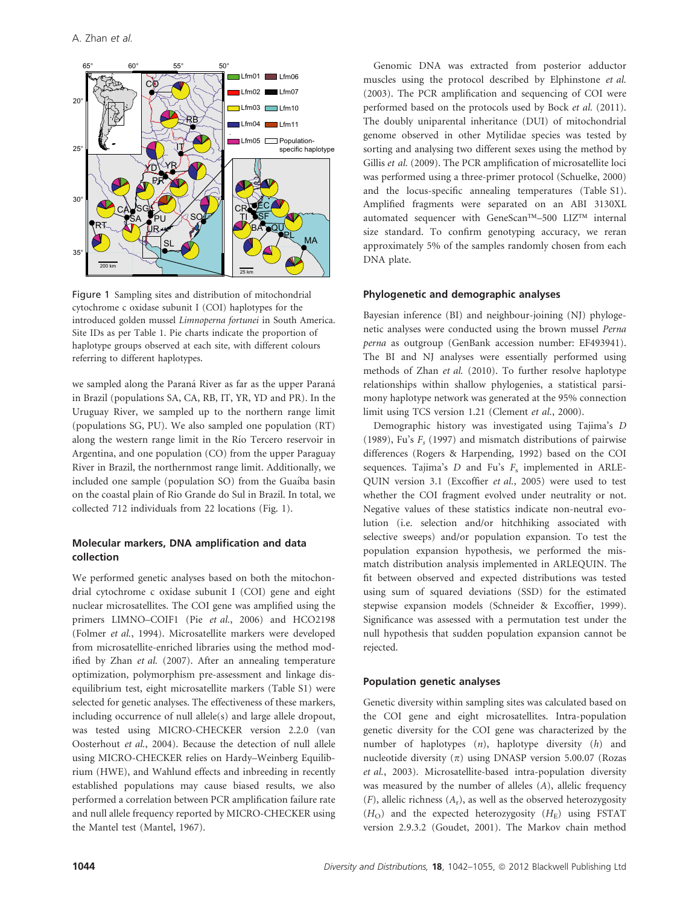Figure 1 Sampling sites and distribution of mitochondrial cytochrome c oxidase subunit I (COI) haplotypes for the introduced golden mussel *Limnoperna fortunei* in South America. Site IDs as per Table 1. Pie charts indicate the proportion of haplotype groups observed at each site, with different colours referring to different haplotypes.

we sampled along the Paraná River as far as the upper Paraná in Brazil (populations SA, CA, RB, IT, YR, YD and PR). In the Uruguay River, we sampled up to the northern range limit (populations SG, PU). We also sampled one population (RT) along the western range limit in the Río Tercero reservoir in Argentina, and one population (CO) from the upper Paraguay River in Brazil, the northernmost range limit. Additionally, we included one sample (population SO) from the Guaíba basin on the coastal plain of Rio Grande do Sul in Brazil. In total, we collected 712 individuals from 22 locations (Fig. 1).

### Molecular markers, DNA amplification and data collection

We performed genetic analyses based on both the mitochondrial cytochrome c oxidase subunit I (COI) gene and eight nuclear microsatellites. The COI gene was amplified using the primers LIMNO–COIF1 (Pie *et al.*, 2006) and HCO2198 (Folmer *et al.*, 1994). Microsatellite markers were developed from microsatellite-enriched libraries using the method modified by Zhan *et al.* (2007). After an annealing temperature optimization, polymorphism pre-assessment and linkage disequilibrium test, eight microsatellite markers (Table S1) were selected for genetic analyses. The effectiveness of these markers, including occurrence of null allele(s) and large allele dropout, was tested using MICRO-CHECKER version 2.2.0 (van Oosterhout *et al.*, 2004). Because the detection of null allele using MICRO-CHECKER relies on Hardy–Weinberg Equilibrium (HWE), and Wahlund effects and inbreeding in recently established populations may cause biased results, we also performed a correlation between PCR amplification failure rate and null allele frequency reported by MICRO-CHECKER using the Mantel test (Mantel, 1967).

Genomic DNA was extracted from posterior adductor muscles using the protocol described by Elphinstone *et al.* (2003). The PCR amplification and sequencing of COI were performed based on the protocols used by Bock *et al.* (2011). The doubly uniparental inheritance (DUI) of mitochondrial genome observed in other Mytilidae species was tested by sorting and analysing two different sexes using the method by Gillis *et al.* (2009). The PCR amplification of microsatellite loci was performed using a three-primer protocol (Schuelke, 2000) and the locus-specific annealing temperatures (Table S1). Amplified fragments were separated on an ABI 3130XL automated sequencer with GeneScan™–500 LIZ™ internal size standard. To confirm genotyping accuracy, we reran approximately 5% of the samples randomly chosen from each DNA plate.

### Phylogenetic and demographic analyses

Bayesian inference (BI) and neighbour-joining (NJ) phylogenetic analyses were conducted using the brown mussel *Perna perna* as outgroup (GenBank accession number: EF493941). The BI and NJ analyses were essentially performed using methods of Zhan *et al.* (2010). To further resolve haplotype relationships within shallow phylogenies, a statistical parsimony haplotype network was generated at the 95% connection limit using TCS version 1.21 (Clement *et al.*, 2000).

Demographic history was investigated using Tajima's $D$ (1989), Fu's $F_s$ (1997) and mismatch distributions of pairwise differences (Rogers & Harpending, 1992) based on the COI sequences. Tajima's $D$ and Fu's $F_s$ implemented in ARLEQUIN version 3.1 (Excoffier *et al.*, 2005) were used to test whether the COI fragment evolved under neutrality or not. Negative values of these statistics indicate non-neutral evolution (i.e. selection and/or hitchhiking associated with selective sweeps) and/or population expansion. To test the population expansion hypothesis, we performed the mismatch distribution analysis implemented in ARLEQUIN. The fit between observed and expected distributions was tested using sum of squared deviations (SSD) for the estimated stepwise expansion models (Schneider & Excoffier, 1999). Significance was assessed with a permutation test under the null hypothesis that sudden population expansion cannot be rejected.

### Population genetic analyses

Genetic diversity within sampling sites was calculated based on the COI gene and eight microsatellites. Intra-population genetic diversity for the COI gene was characterized by the number of haplotypes ($n$), haplotype diversity ($h$) and nucleotide diversity ($\pi$) using DNASP version 5.00.07 (Rozas *et al.*, 2003). Microsatellite-based intra-population diversity was measured by the number of alleles ($A$), allelic frequency ($F$), allelic richness ($A_r$), as well as the observed heterozygosity ($H_O$) and the expected heterozygosity ($H_E$) using FSTAT version 2.9.3.2 (Goudet, 2001). The Markov chain method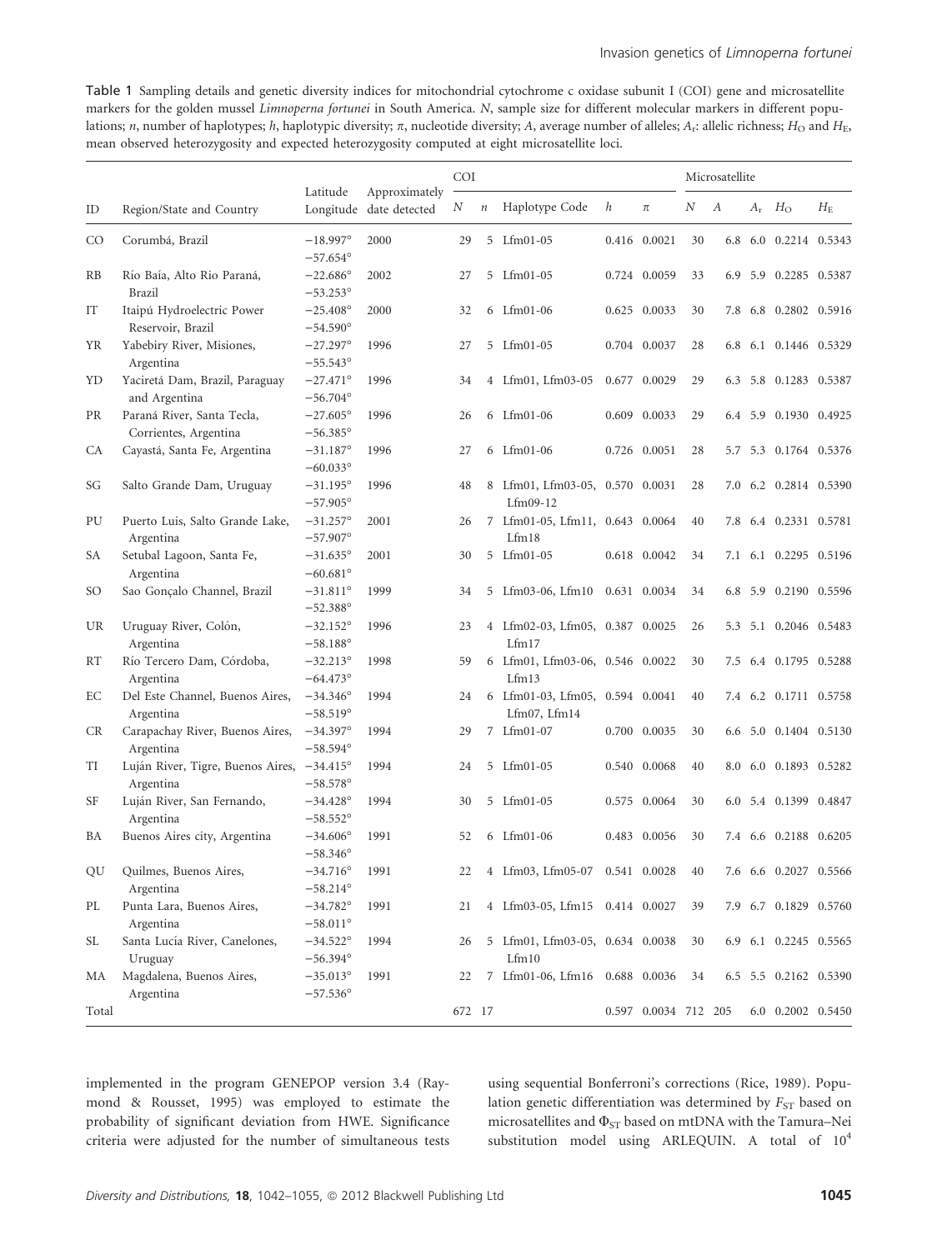**Table 1** Sampling details and genetic diversity indices for mitochondrial cytochrome c oxidase subunit I (COI) gene and microsatellite markers for the golden mussel *Limnoperna fortunei* in South America. *N*, sample size for different molecular markers in different populations; *n*, number of haplotypes; *h*, haplotypic diversity; *π*, nucleotide diversity; *A*, average number of alleles; $A_r$: allelic richness; $H_O$ and $H_E$, mean observed heterozygosity and expected heterozygosity computed at eight microsatellite loci.

| ID | Region/State and Country | Latitude Longitude | Approximately date detected | COI | | | | | Microsatellite | | | | |
|---|---|---|---|---|---|---|---|---|---|---|---|---|---|
| | | | | $N$ | $n$ | Haplotype Code | $h$ | $\pi$ | $N$ | $A$ | $A_r$ | $H_O$ | $H_E$ |
| CO | Corumbá, Brazil | −18.997° −57.654° | 2000 | 29 | 5 | Lfm01-05 | 0.416 | 0.0021 | 30 | 6.8 | 6.0 | 0.2214 | 0.5343 |
| RB | Río Baía, Alto Rio Paraná, Brazil | −22.686° −53.253° | 2002 | 27 | 5 | Lfm01-05 | 0.724 | 0.0059 | 33 | 6.9 | 5.9 | 0.2285 | 0.5387 |
| IT | Itaipú Hydroelectric Power Reservoir, Brazil | −25.408° −54.590° | 2000 | 32 | 6 | Lfm01-06 | 0.625 | 0.0033 | 30 | 7.8 | 6.8 | 0.2802 | 0.5916 |
| YR | Yabebiry River, Misiones, Argentina | −27.297° −55.543° | 1996 | 27 | 5 | Lfm01-05 | 0.704 | 0.0037 | 28 | 6.8 | 6.1 | 0.1446 | 0.5329 |
| YD | Yaciretá Dam, Brazil, Paraguay and Argentina | −27.471° −56.704° | 1996 | 34 | 4 | Lfm01, Lfm03-05 | 0.677 | 0.0029 | 29 | 6.3 | 5.8 | 0.1283 | 0.5387 |
| PR | Paraná River, Santa Tecla, Corrientes, Argentina | −27.605° −56.385° | 1996 | 26 | 6 | Lfm01-06 | 0.609 | 0.0033 | 29 | 6.4 | 5.9 | 0.1930 | 0.4925 |
| CA | Cayastá, Santa Fe, Argentina | −31.187° −60.033° | 1996 | 27 | 6 | Lfm01-06 | 0.726 | 0.0051 | 28 | 5.7 | 5.3 | 0.1764 | 0.5376 |
| SG | Salto Grande Dam, Uruguay | −31.195° −57.905° | 1996 | 48 | 8 | Lfm01, Lfm03-05, Lfm09-12 | 0.570 | 0.0031 | 28 | 7.0 | 6.2 | 0.2814 | 0.5390 |
| PU | Puerto Luis, Salto Grande Lake, Argentina | −31.257° −57.907° | 2001 | 26 | 7 | Lfm01-05, Lfm11, Lfm18 | 0.643 | 0.0064 | 40 | 7.8 | 6.4 | 0.2331 | 0.5781 |
| SA | Setubal Lagoon, Santa Fe, Argentina | −31.635° −60.681° | 2001 | 30 | 5 | Lfm01-05 | 0.618 | 0.0042 | 34 | 7.1 | 6.1 | 0.2295 | 0.5196 |
| SO | Sao Gonçalo Channel, Brazil | −31.811° −52.388° | 1999 | 34 | 5 | Lfm03-06, Lfm10 | 0.631 | 0.0034 | 34 | 6.8 | 5.9 | 0.2190 | 0.5596 |
| UR | Uruguay River, Colón, Argentina | −32.152° −58.188° | 1996 | 23 | 4 | Lfm02-03, Lfm05, Lfm17 | 0.387 | 0.0025 | 26 | 5.3 | 5.1 | 0.2046 | 0.5483 |
| RT | Río Tercero Dam, Córdoba, Argentina | −32.213° −64.473° | 1998 | 59 | 6 | Lfm01, Lfm03-06, Lfm13 | 0.546 | 0.0022 | 30 | 7.5 | 6.4 | 0.1795 | 0.5288 |
| EC | Del Este Channel, Buenos Aires, Argentina | −34.346° −58.519° | 1994 | 24 | 6 | Lfm01-03, Lfm05, Lfm07, Lfm14 | 0.594 | 0.0041 | 40 | 7.4 | 6.2 | 0.1711 | 0.5758 |
| CR | Carapachay River, Buenos Aires, Argentina | −34.397° −58.594° | 1994 | 29 | 7 | Lfm01-07 | 0.700 | 0.0035 | 30 | 6.6 | 5.0 | 0.1404 | 0.5130 |
| TI | Luján River, Tigre, Buenos Aires, Argentina | −34.415° −58.578° | 1994 | 24 | 5 | Lfm01-05 | 0.540 | 0.0068 | 40 | 8.0 | 6.0 | 0.1893 | 0.5282 |
| SF | Luján River, San Fernando, Argentina | −34.428° −58.552° | 1994 | 30 | 5 | Lfm01-05 | 0.575 | 0.0064 | 30 | 6.0 | 5.4 | 0.1399 | 0.4847 |
| BA | Buenos Aires city, Argentina | −34.606° −58.346° | 1991 | 52 | 6 | Lfm01-06 | 0.483 | 0.0056 | 30 | 7.4 | 6.6 | 0.2188 | 0.6205 |
| QU | Quilmes, Buenos Aires, Argentina | −34.716° −58.214° | 1991 | 22 | 4 | Lfm03, Lfm05-07 | 0.541 | 0.0028 | 40 | 7.6 | 6.6 | 0.2027 | 0.5566 |
| PL | Punta Lara, Buenos Aires, Argentina | −34.782° −58.011° | 1991 | 21 | 4 | Lfm03-05, Lfm15 | 0.414 | 0.0027 | 39 | 7.9 | 6.7 | 0.1829 | 0.5760 |
| SL | Santa Lucía River, Canelones, Uruguay | −34.522° −56.394° | 1994 | 26 | 5 | Lfm01, Lfm03-05, Lfm10 | 0.634 | 0.0038 | 30 | 6.9 | 6.1 | 0.2245 | 0.5565 |
| MA | Magdalena, Buenos Aires, Argentina | −35.013° −57.536° | 1991 | 22 | 7 | Lfm01-06, Lfm16 | 0.688 | 0.0036 | 34 | 6.5 | 5.5 | 0.2162 | 0.5390 |
| Total | | | | 672 | 17 | | 0.597 | 0.0034 | 712 | 205 | 6.0 | 0.2002 | 0.5450 |

implemented in the program GENEPOP version 3.4 (Raymond & Rousset, 1995) was employed to estimate the probability of significant deviation from HWE. Significance criteria were adjusted for the number of simultaneous tests using sequential Bonferroni's corrections (Rice, 1989). Population genetic differentiation was determined by $F_{ST}$ based on microsatellites and $\Phi_{ST}$ based on mtDNA with the Tamura–Nei substitution model using ARLEQUIN. A total of $10^4$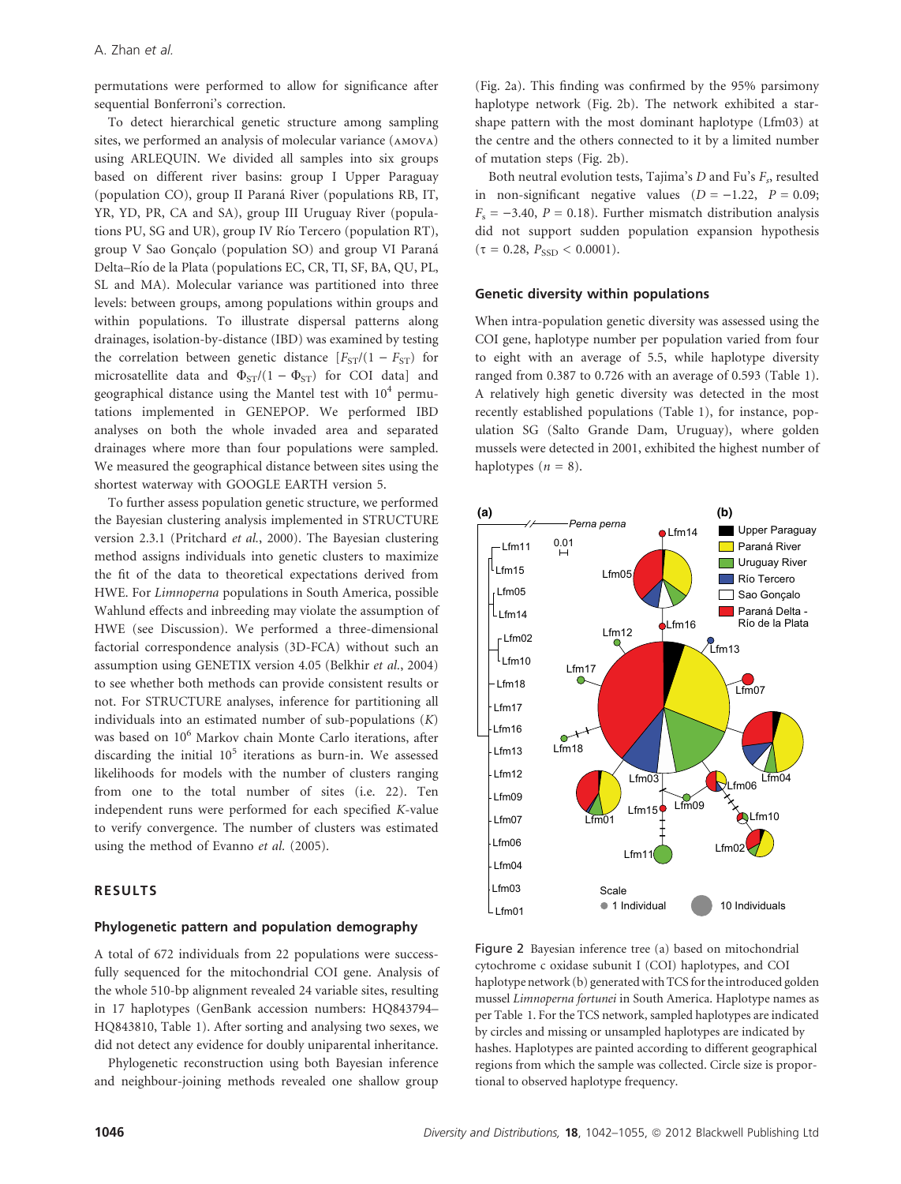permutations were performed to allow for significance after sequential Bonferroni's correction.

To detect hierarchical genetic structure among sampling sites, we performed an analysis of molecular variance (AMOVA) using ARLEQUIN. We divided all samples into six groups based on different river basins: group I Upper Paraguay (population CO), group II Paraná River (populations RB, IT, YR, YD, PR, CA and SA), group III Uruguay River (populations PU, SG and UR), group IV Río Tercero (population RT), group V Sao Gonçalo (population SO) and group VI Paraná Delta–Río de la Plata (populations EC, CR, TI, SF, BA, QU, PL, SL and MA). Molecular variance was partitioned into three levels: between groups, among populations within groups and within populations. To illustrate dispersal patterns along drainages, isolation-by-distance (IBD) was examined by testing the correlation between genetic distance [$F_{ST}/(1 - F_{ST})$ for microsatellite data and $\Phi_{ST}/(1 - \Phi_{ST})$ for COI data] and geographical distance using the Mantel test with $10^4$ permutations implemented in GENEPOP. We performed IBD analyses on both the whole invaded area and separated drainages where more than four populations were sampled. We measured the geographical distance between sites using the shortest waterway with GOOGLE EARTH version 5.

To further assess population genetic structure, we performed the Bayesian clustering analysis implemented in STRUCTURE version 2.3.1 (Pritchard *et al.*, 2000). The Bayesian clustering method assigns individuals into genetic clusters to maximize the fit of the data to theoretical expectations derived from HWE. For *Limnoperna* populations in South America, possible Wahlund effects and inbreeding may violate the assumption of HWE (see Discussion). We performed a three-dimensional factorial correspondence analysis (3D-FCA) without such an assumption using GENETIX version 4.05 (Belkhir *et al.*, 2004) to see whether both methods can provide consistent results or not. For STRUCTURE analyses, inference for partitioning all individuals into an estimated number of sub-populations ($K$) was based on $10^6$ Markov chain Monte Carlo iterations, after discarding the initial $10^5$ iterations as burn-in. We assessed likelihoods for models with the number of clusters ranging from one to the total number of sites (i.e. 22). Ten independent runs were performed for each specified $K$-value to verify convergence. The number of clusters was estimated using the method of Evanno *et al.* (2005).

## RESULTS

### Phylogenetic pattern and population demography

A total of 672 individuals from 22 populations were successfully sequenced for the mitochondrial COI gene. Analysis of the whole 510-bp alignment revealed 24 variable sites, resulting in 17 haplotypes (GenBank accession numbers: HQ843794–HQ843810, Table 1). After sorting and analysing two sexes, we did not detect any evidence for doubly uniparental inheritance.

Phylogenetic reconstruction using both Bayesian inference and neighbour-joining methods revealed one shallow group (Fig. 2a). This finding was confirmed by the 95% parsimony haplotype network (Fig. 2b). The network exhibited a star-shape pattern with the most dominant haplotype (Lfm03) at the centre and the others connected to it by a limited number of mutation steps (Fig. 2b).

Both neutral evolution tests, Tajima's $D$ and Fu's $F_s$, resulted in non-significant negative values ($D = -1.22$, $P = 0.09$; $F_s = -3.40$, $P = 0.18$). Further mismatch distribution analysis did not support sudden population expansion hypothesis ($\tau = 0.28$, $P_{SSD} < 0.0001$).

### Genetic diversity within populations

When intra-population genetic diversity was assessed using the COI gene, haplotype number per population varied from four to eight with an average of 5.5, while haplotype diversity ranged from 0.387 to 0.726 with an average of 0.593 (Table 1). A relatively high genetic diversity was detected in the most recently established populations (Table 1), for instance, population SG (Salto Grande Dam, Uruguay), where golden mussels were detected in 2001, exhibited the highest number of haplotypes ($n = 8$).

Figure 2 Bayesian inference tree (a) based on mitochondrial cytochrome c oxidase subunit I (COI) haplotypes, and COI haplotype network (b) generated with TCS for the introduced golden mussel *Limnoperna fortunei* in South America. Haplotype names as per Table 1. For the TCS network, sampled haplotypes are indicated by circles and missing or unsampled haplotypes are indicated by hashes. Haplotypes are painted according to different geographical regions from which the sample was collected. Circle size is proportional to observed haplotype frequency.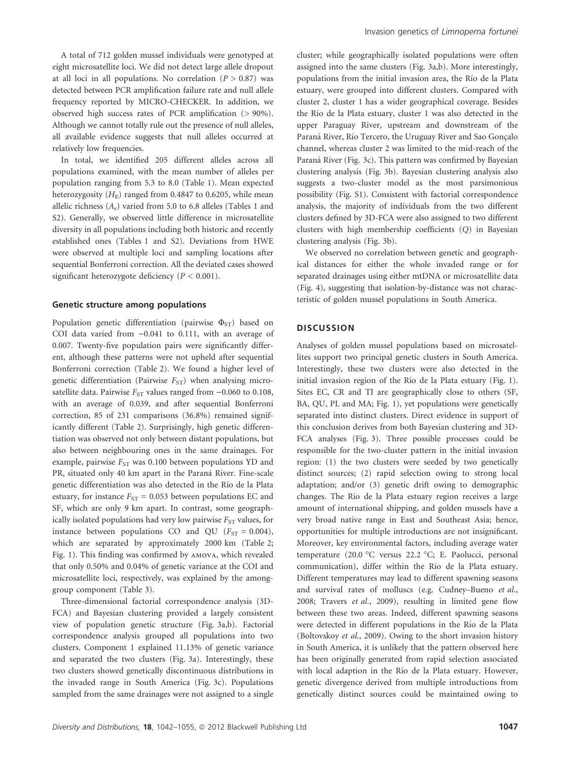A total of 712 golden mussel individuals were genotyped at eight microsatellite loci. We did not detect large allele dropout at all loci in all populations. No correlation ($P > 0.87$) was detected between PCR amplification failure rate and null allele frequency reported by MICRO-CHECKER. In addition, we observed high success rates of PCR amplification (> 90%). Although we cannot totally rule out the presence of null alleles, all available evidence suggests that null alleles occurred at relatively low frequencies.

In total, we identified 205 different alleles across all populations examined, with the mean number of alleles per population ranging from 5.3 to 8.0 (Table 1). Mean expected heterozygosity ($H_E$) ranged from 0.4847 to 0.6205, while mean allelic richness ($A_r$) varied from 5.0 to 6.8 alleles (Tables 1 and S2). Generally, we observed little difference in microsatellite diversity in all populations including both historic and recently established ones (Tables 1 and S2). Deviations from HWE were observed at multiple loci and sampling locations after sequential Bonferroni correction. All the deviated cases showed significant heterozygote deficiency ($P < 0.001$).

### Genetic structure among populations

Population genetic differentiation (pairwise $\Phi_{ST}$) based on COI data varied from −0.041 to 0.111, with an average of 0.007. Twenty-five population pairs were significantly different, although these patterns were not upheld after sequential Bonferroni correction (Table 2). We found a higher level of genetic differentiation (Pairwise $F_{ST}$) when analysing microsatellite data. Pairwise $F_{ST}$ values ranged from −0.060 to 0.108, with an average of 0.039, and after sequential Bonferroni correction, 85 of 231 comparisons (36.8%) remained significantly different (Table 2). Surprisingly, high genetic differentiation was observed not only between distant populations, but also between neighbouring ones in the same drainages. For example, pairwise $F_{ST}$ was 0.100 between populations YD and PR, situated only 40 km apart in the Paraná River. Fine-scale genetic differentiation was also detected in the Río de la Plata estuary, for instance $F_{ST} = 0.053$ between populations EC and SF, which are only 9 km apart. In contrast, some geographically isolated populations had very low pairwise $F_{ST}$ values, for instance between populations CO and QU ($F_{ST} = 0.004$), which are separated by approximately 2000 km (Table 2; Fig. 1). This finding was confirmed by AMOVA, which revealed that only 0.50% and 0.04% of genetic variance at the COI and microsatellite loci, respectively, was explained by the among-group component (Table 3).

Three-dimensional factorial correspondence analysis (3D-FCA) and Bayesian clustering provided a largely consistent view of population genetic structure (Fig. 3a,b). Factorial correspondence analysis grouped all populations into two clusters. Component 1 explained 11.13% of genetic variance and separated the two clusters (Fig. 3a). Interestingly, these two clusters showed genetically discontinuous distributions in the invaded range in South America (Fig. 3c). Populations sampled from the same drainages were not assigned to a single cluster; while geographically isolated populations were often assigned into the same clusters (Fig. 3a,b). More interestingly, populations from the initial invasion area, the Río de la Plata estuary, were grouped into different clusters. Compared with cluster 2, cluster 1 has a wider geographical coverage. Besides the Río de la Plata estuary, cluster 1 was also detected in the upper Paraguay River, upstream and downstream of the Paraná River, Río Tercero, the Uruguay River and Sao Gonçalo channel, whereas cluster 2 was limited to the mid-reach of the Paraná River (Fig. 3c). This pattern was confirmed by Bayesian clustering analysis (Fig. 3b). Bayesian clustering analysis also suggests a two-cluster model as the most parsimonious possibility (Fig. S1). Consistent with factorial correspondence analysis, the majority of individuals from the two different clusters defined by 3D-FCA were also assigned to two different clusters with high membership coefficients ($Q$) in Bayesian clustering analysis (Fig. 3b).

We observed no correlation between genetic and geographical distances for either the whole invaded range or for separated drainages using either mtDNA or microsatellite data (Fig. 4), suggesting that isolation-by-distance was not characteristic of golden mussel populations in South America.

## DISCUSSION

Analyses of golden mussel populations based on microsatellites support two principal genetic clusters in South America. Interestingly, these two clusters were also detected in the initial invasion region of the Río de la Plata estuary (Fig. 1). Sites EC, CR and TI are geographically close to others (SF, BA, QU, PL and MA; Fig. 1), yet populations were genetically separated into distinct clusters. Direct evidence in support of this conclusion derives from both Bayesian clustering and 3D-FCA analyses (Fig. 3). Three possible processes could be responsible for the two-cluster pattern in the initial invasion region: (1) the two clusters were seeded by two genetically distinct sources; (2) rapid selection owing to strong local adaptation; and/or (3) genetic drift owing to demographic changes. The Río de la Plata estuary region receives a large amount of international shipping, and golden mussels have a very broad native range in East and Southeast Asia; hence, opportunities for multiple introductions are not insignificant. Moreover, key environmental factors, including average water temperature (20.0 °C versus 22.2 °C; E. Paolucci, personal communication), differ within the Río de la Plata estuary. Different temperatures may lead to different spawning seasons and survival rates of molluscs (e.g. Cudney–Bueno *et al.*, 2008; Travers *et al.*, 2009), resulting in limited gene flow between these two areas. Indeed, different spawning seasons were detected in different populations in the Río de la Plata (Boltovskoy *et al.*, 2009). Owing to the short invasion history in South America, it is unlikely that the pattern observed here has been originally generated from rapid selection associated with local adaption in the Río de la Plata estuary. However, genetic divergence derived from multiple introductions from genetically distinct sources could be maintained owing to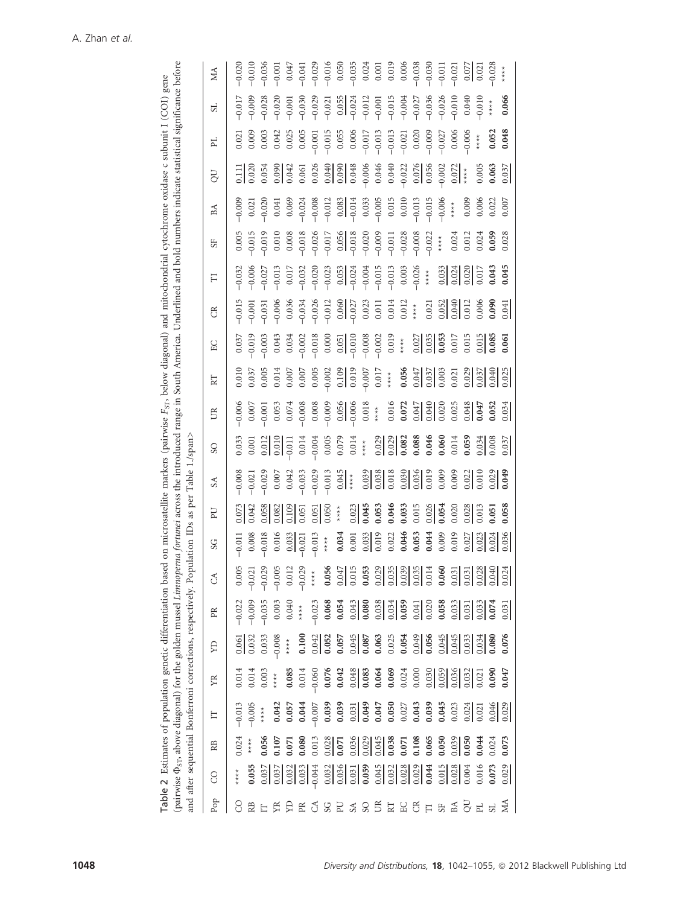**Table 2** Estimates of population genetic differentiation based on microsatellite markers (pairwise $F_{ST}$, below diagonal) and mitochondrial cytochrome c oxidase subunit I (COI) gene (pairwise $\Phi_{ST}$, above diagonal) for the golden mussel *Limnoperna fortunei* across the introduced range in South America. Underlined and bold numbers indicate statistical significance before and after sequential Bonferroni corrections, respectively. Population IDs as per Table 1.

| Pop | CO | RB | IT | YR | YD | PR | CA | SG | PU | SA | SO | UR | RT | EC | CR | TI | SF | BA | QU | PL | SL | MA |
|---|---|---|---|---|---|---|---|---|---|---|---|---|---|---|---|---|---|---|---|---|---|---|
| CO | **** | 0.024 | −0.013 | 0.014 | <u>0.061</u> | −0.022 | 0.005 | −0.011 | <u>0.073</u> | −0.008 | 0.033 | −0.006 | 0.010 | 0.037 | −0.015 | −0.032 | 0.005 | −0.009 | <u>0.111</u> | 0.021 | −0.017 | −0.020 |
| RB | **0.055** | **** | −0.005 | 0.014 | 0.032 | −0.009 | −0.021 | 0.008 | 0.042 | −0.021 | 0.001 | 0.007 | 0.037 | −0.019 | −0.001 | −0.006 | −0.015 | 0.021 | <u>0.020</u> | 0.009 | −0.009 | −0.010 |
| IT | <u>0.037</u> | **0.056** | **** | 0.003 | 0.033 | −0.035 | −0.029 | −0.018 | <u>0.058</u> | −0.029 | <u>0.012</u> | −0.001 | 0.005 | −0.003 | −0.031 | −0.027 | −0.019 | −0.020 | 0.054 | 0.003 | −0.028 | −0.036 |
| YR | <u>0.037</u> | **0.107** | **0.042** | **** | −0.008 | 0.003 | −0.005 | 0.016 | <u>0.082</u> | 0.007 | <u>0.010</u> | 0.053 | 0.014 | 0.043 | −0.006 | −0.013 | 0.010 | 0.041 | <u>0.090</u> | 0.042 | −0.020 | −0.001 |
| YD | <u>0.032</u> | **0.071** | **0.057** | **0.085** | **** | 0.040 | 0.012 | <u>0.033</u> | <u>0.109</u> | 0.042 | −0.011 | 0.074 | 0.007 | 0.034 | 0.036 | 0.017 | 0.008 | 0.069 | 0.042 | 0.025 | −0.001 | 0.047 |
| PR | <u>0.033</u> | **0.080** | **0.044** | 0.014 | **0.100** | **** | −0.029 | −0.021 | 0.051 | −0.033 | 0.014 | −0.008 | 0.007 | −0.002 | −0.034 | −0.032 | −0.018 | −0.024 | 0.061 | 0.005 | −0.030 | −0.041 |
| CA | −0.044 | 0.013 | −0.007 | −0.060 | <u>0.042</u> | −0.023 | **** | −0.013 | <u>0.051</u> | −0.029 | −0.004 | 0.008 | 0.005 | −0.018 | −0.026 | −0.020 | −0.026 | −0.008 | 0.026 | −0.001 | −0.029 | −0.029 |
| SG | <u>0.032</u> | <u>0.028</u> | **0.039** | **0.076** | **0.052** | **0.068** | **0.056** | **** | 0.050 | −0.013 | 0.005 | −0.009 | −0.002 | 0.000 | −0.012 | −0.023 | −0.017 | −0.012 | <u>0.040</u> | −0.015 | −0.021 | −0.016 |
| PU | <u>0.036</u> | **0.071** | **0.039** | **0.042** | **0.057** | **0.054** | <u>0.047</u> | **0.034** | **** | <u>0.045</u> | 0.079 | <u>0.056</u> | <u>0.109</u> | <u>0.051</u> | <u>0.060</u> | <u>0.053</u> | <u>0.056</u> | <u>0.083</u> | <u>0.090</u> | 0.055 | <u>0.055</u> | 0.050 |
| SA | <u>0.031</u> | <u>0.036</u> | <u>0.031</u> | <u>0.048</u> | <u>0.045</u> | <u>0.043</u> | 0.015 | 0.001 | <u>0.023</u> | **** | 0.014 | −0.006 | 0.019 | −0.010 | −0.027 | −0.024 | −0.018 | −0.014 | 0.048 | 0.006 | −0.024 | −0.035 |
| SO | <u>0.059</u> | <u>0.029</u> | **0.049** | **0.083** | **0.087** | **0.080** | **0.053** | <u>0.033</u> | **0.045** | <u>0.039</u> | **** | 0.018 | −0.007 | −0.008 | 0.023 | −0.004 | −0.020 | 0.033 | −0.006 | −0.017 | −0.012 | 0.024 |
| UR | <u>0.045</u> | <u>0.045</u> | **0.047** | **0.064** | **0.063** | <u>0.038</u> | <u>0.029</u> | 0.019 | **0.053** | <u>0.038</u> | <u>0.029</u> | **** | 0.017 | −0.002 | 0.011 | −0.015 | −0.009 | −0.005 | 0.046 | −0.013 | −0.001 | 0.001 |
| RT | <u>0.032</u> | <u>0.038</u> | **0.050** | **0.069** | 0.025 | <u>0.034</u> | <u>0.035</u> | 0.022 | **0.046** | 0.018 | <u>0.029</u> | 0.016 | **** | 0.019 | 0.014 | −0.013 | −0.011 | 0.015 | 0.040 | −0.013 | −0.015 | 0.019 |
| EC | <u>0.028</u> | **0.071** | 0.027 | 0.024 | **0.054** | **0.059** | <u>0.039</u> | **0.046** | **0.033** | 0.030 | **0.082** | **0.072** | **0.056** | **** | 0.012 | 0.003 | −0.028 | 0.010 | −0.022 | −0.021 | −0.004 | 0.006 |
| CR | <u>0.029</u> | **0.108** | **0.043** | 0.000 | <u>0.049</u> | <u>0.041</u> | <u>0.035</u> | **0.053** | 0.015 | <u>0.036</u> | **0.088** | <u>0.047</u> | <u>0.047</u> | <u>0.027</u> | **** | −0.026 | −0.008 | −0.013 | <u>0.076</u> | 0.020 | −0.027 | −0.038 |
| TI | **0.044** | **0.065** | **0.039** | <u>0.030</u> | **0.056** | 0.020 | 0.014 | **0.044** | <u>0.026</u> | 0.019 | **0.046** | <u>0.040</u> | <u>0.037</u> | <u>0.035</u> | 0.021 | **** | −0.022 | −0.015 | <u>0.056</u> | −0.009 | −0.036 | −0.030 |
| SF | <u>0.015</u> | **0.050** | **0.045** | <u>0.059</u> | <u>0.045</u> | **0.058** | **0.060** | 0.009 | **0.054** | 0.009 | **0.060** | 0.020 | 0.003 | **0.053** | <u>0.052</u> | <u>0.033</u> | **** | −0.006 | −0.002 | −0.027 | −0.026 | −0.011 |
| BA | <u>0.028</u> | <u>0.039</u> | 0.023 | <u>0.036</u> | <u>0.045</u> | <u>0.033</u> | <u>0.031</u> | 0.019 | 0.020 | 0.009 | 0.014 | 0.025 | 0.021 | 0.017 | <u>0.040</u> | <u>0.024</u> | 0.024 | **** | <u>0.072</u> | 0.006 | −0.010 | −0.021 |
| QU | 0.004 | **0.050** | <u>0.024</u> | <u>0.032</u> | <u>0.033</u> | <u>0.031</u> | <u>0.031</u> | <u>0.027</u> | <u>0.028</u> | <u>0.022</u> | **0.059** | <u>0.048</u> | <u>0.029</u> | 0.015 | 0.012 | <u>0.020</u> | 0.012 | 0.009 | **** | −0.006 | 0.040 | <u>0.077</u> |
| PL | 0.016 | **0.044** | 0.021 | 0.021 | <u>0.034</u> | <u>0.033</u> | <u>0.028</u> | <u>0.023</u> | 0.013 | 0.010 | <u>0.034</u> | **0.047** | <u>0.037</u> | <u>0.015</u> | 0.006 | 0.017 | 0.024 | 0.006 | 0.005 | **** | −0.010 | 0.021 |
| SL | **0.073** | 0.024 | <u>0.046</u> | **0.090** | **0.080** | **0.074** | <u>0.040</u> | <u>0.024</u> | **0.051** | <u>0.029</u> | 0.008 | **0.052** | <u>0.040</u> | **0.085** | **0.090** | **0.043** | **0.059** | 0.022 | **0.063** | **0.052** | **** | −0.028 |
| MA | <u>0.029</u> | **0.073** | <u>0.029</u> | **0.047** | **0.076** | <u>0.031</u> | <u>0.024</u> | <u>0.036</u> | **0.058** | **0.049** | <u>0.037</u> | <u>0.034</u> | <u>0.025</u> | **0.061** | <u>0.041</u> | **0.045** | <u>0.028</u> | 0.007 | <u>0.037</u> | **0.048** | **0.066** | **** |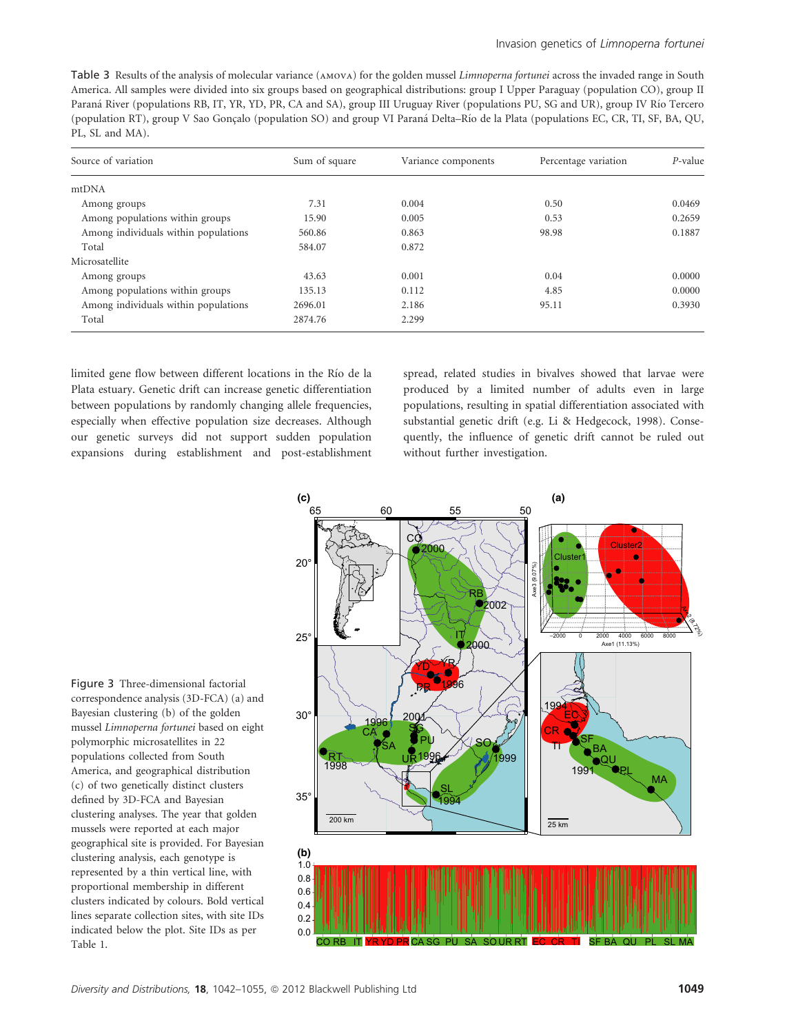Table 3 Results of the analysis of molecular variance (AMOVA) for the golden mussel *Limnoperna fortunei* across the invaded range in South America. All samples were divided into six groups based on geographical distributions: group I Upper Paraguay (population CO), group II Paraná River (populations RB, IT, YR, YD, PR, CA and SA), group III Uruguay River (populations PU, SG and UR), group IV Río Tercero (population RT), group V Sao Gonçalo (population SO) and group VI Paraná Delta–Río de la Plata (populations EC, CR, TI, SF, BA, QU, PL, SL and MA).

| Source of variation | Sum of square | Variance components | Percentage variation | *P*-value |
|---|---|---|---|---|
| mtDNA | | | | |
| Among groups | 7.31 | 0.004 | 0.50 | 0.0469 |
| Among populations within groups | 15.90 | 0.005 | 0.53 | 0.2659 |
| Among individuals within populations | 560.86 | 0.863 | 98.98 | 0.1887 |
| Total | 584.07 | 0.872 | | |
| Microsatellite | | | | |
| Among groups | 43.63 | 0.001 | 0.04 | 0.0000 |
| Among populations within groups | 135.13 | 0.112 | 4.85 | 0.0000 |
| Among individuals within populations | 2696.01 | 2.186 | 95.11 | 0.3930 |
| Total | 2874.76 | 2.299 | | |

limited gene flow between different locations in the Río de la Plata estuary. Genetic drift can increase genetic differentiation between populations by randomly changing allele frequencies, especially when effective population size decreases. Although our genetic surveys did not support sudden population expansions during establishment and post-establishment spread, related studies in bivalves showed that larvae were produced by a limited number of adults even in large populations, resulting in spatial differentiation associated with substantial genetic drift (e.g. Li & Hedgecock, 1998). Consequently, the influence of genetic drift cannot be ruled out without further investigation.

Figure 3 Three-dimensional factorial correspondence analysis (3D-FCA) (a) and Bayesian clustering (b) of the golden mussel *Limnoperna fortunei* based on eight polymorphic microsatellites in 22 populations collected from South America, and geographical distribution (c) of two genetically distinct clusters defined by 3D-FCA and Bayesian clustering analyses. The year that golden mussels were reported at each major geographical site is provided. For Bayesian clustering analysis, each genotype is represented by a thin vertical line, with proportional membership in different clusters indicated by colours. Bold vertical lines separate collection sites, with site IDs indicated below the plot. Site IDs as per Table 1.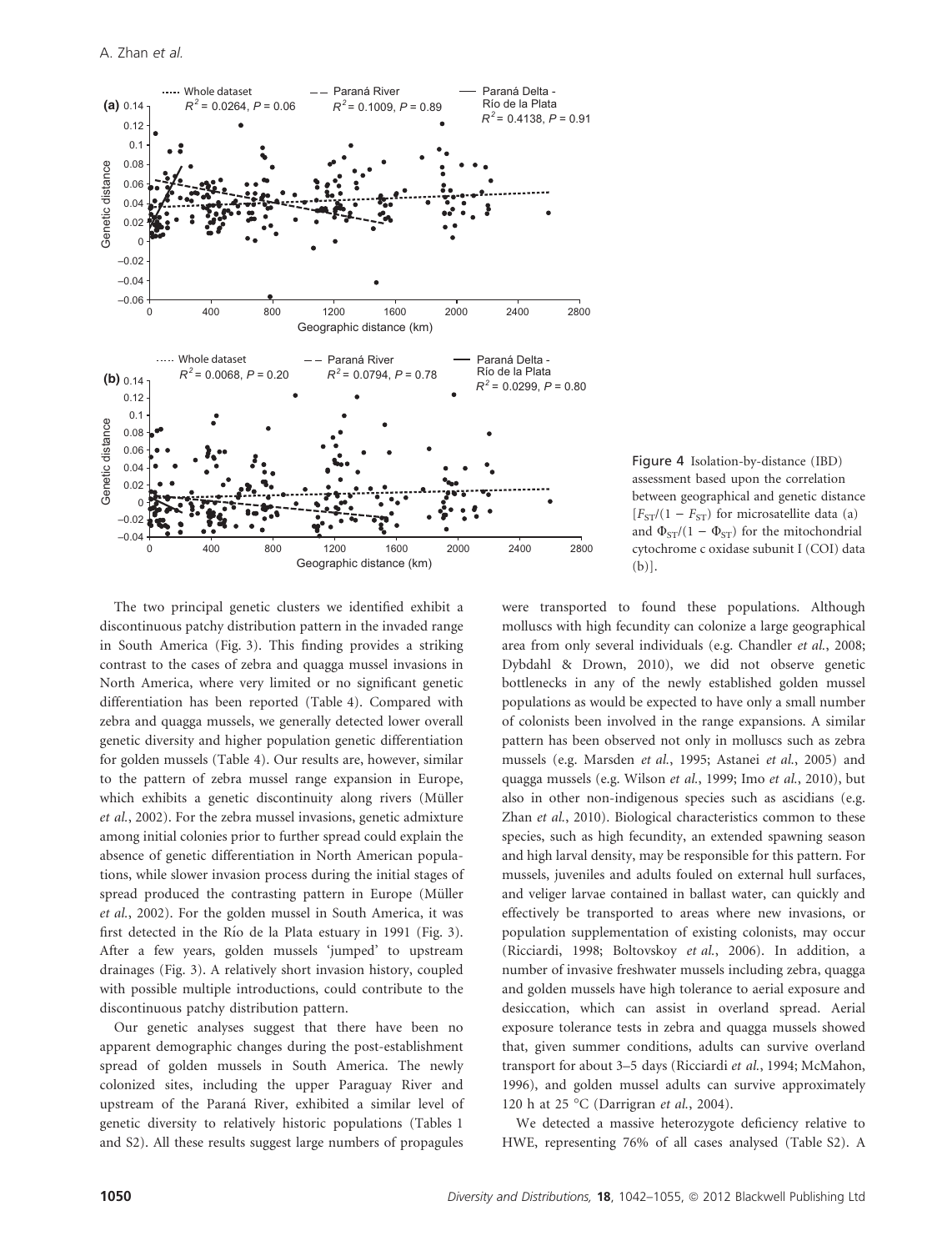Figure 4 Isolation-by-distance (IBD) assessment based upon the correlation between geographical and genetic distance [$F_{ST}/(1 - F_{ST})$ for microsatellite data (a) and $\Phi_{ST}/(1 - \Phi_{ST})$ for the mitochondrial cytochrome c oxidase subunit I (COI) data (b)].

The two principal genetic clusters we identified exhibit a discontinuous patchy distribution pattern in the invaded range in South America (Fig. 3). This finding provides a striking contrast to the cases of zebra and quagga mussel invasions in North America, where very limited or no significant genetic differentiation has been reported (Table 4). Compared with zebra and quagga mussels, we generally detected lower overall genetic diversity and higher population genetic differentiation for golden mussels (Table 4). Our results are, however, similar to the pattern of zebra mussel range expansion in Europe, which exhibits a genetic discontinuity along rivers (Müller *et al.*, 2002). For the zebra mussel invasions, genetic admixture among initial colonies prior to further spread could explain the absence of genetic differentiation in North American populations, while slower invasion process during the initial stages of spread produced the contrasting pattern in Europe (Müller *et al.*, 2002). For the golden mussel in South America, it was first detected in the Río de la Plata estuary in 1991 (Fig. 3). After a few years, golden mussels 'jumped' to upstream drainages (Fig. 3). A relatively short invasion history, coupled with possible multiple introductions, could contribute to the discontinuous patchy distribution pattern.

Our genetic analyses suggest that there have been no apparent demographic changes during the post-establishment spread of golden mussels in South America. The newly colonized sites, including the upper Paraguay River and upstream of the Paraná River, exhibited a similar level of genetic diversity to relatively historic populations (Tables 1 and S2). All these results suggest large numbers of propagules were transported to found these populations. Although molluscs with high fecundity can colonize a large geographical area from only several individuals (e.g. Chandler *et al.*, 2008; Dybdahl & Drown, 2010), we did not observe genetic bottlenecks in any of the newly established golden mussel populations as would be expected to have only a small number of colonists been involved in the range expansions. A similar pattern has been observed not only in molluscs such as zebra mussels (e.g. Marsden *et al.*, 1995; Astanei *et al.*, 2005) and quagga mussels (e.g. Wilson *et al.*, 1999; Imo *et al.*, 2010), but also in other non-indigenous species such as ascidians (e.g. Zhan *et al.*, 2010). Biological characteristics common to these species, such as high fecundity, an extended spawning season and high larval density, may be responsible for this pattern. For mussels, juveniles and adults fouled on external hull surfaces, and veliger larvae contained in ballast water, can quickly and effectively be transported to areas where new invasions, or population supplementation of existing colonists, may occur (Ricciardi, 1998; Boltovskoy *et al.*, 2006). In addition, a number of invasive freshwater mussels including zebra, quagga and golden mussels have high tolerance to aerial exposure and desiccation, which can assist in overland spread. Aerial exposure tolerance tests in zebra and quagga mussels showed that, given summer conditions, adults can survive overland transport for about 3–5 days (Ricciardi *et al.*, 1994; McMahon, 1996), and golden mussel adults can survive approximately 120 h at 25 °C (Darrigran *et al.*, 2004).

We detected a massive heterozygote deficiency relative to HWE, representing 76% of all cases analysed (Table S2). A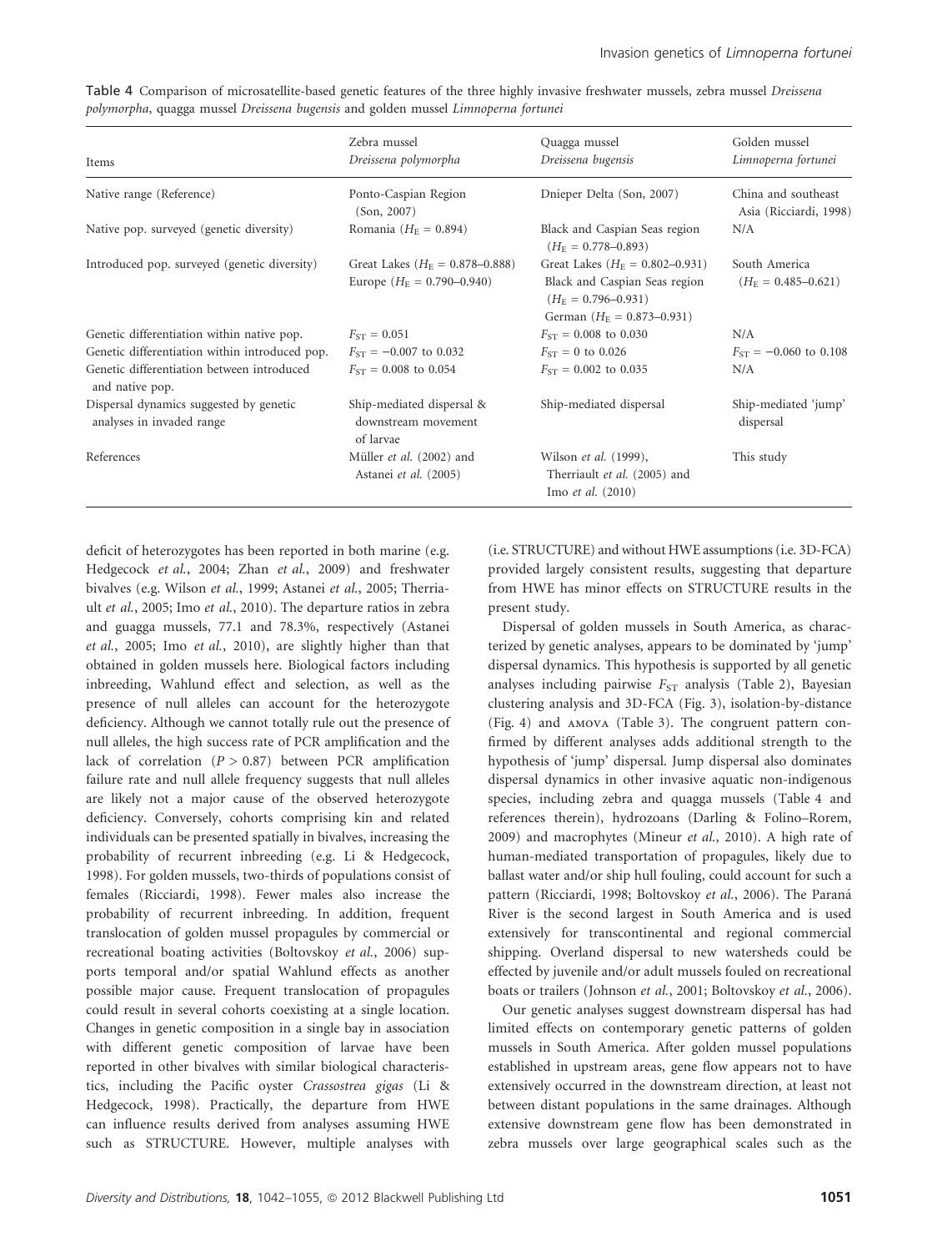Table 4 Comparison of microsatellite-based genetic features of the three highly invasive freshwater mussels, zebra mussel *Dreissena polymorpha*, quagga mussel *Dreissena bugensis* and golden mussel *Limnoperna fortunei*

| Items | Zebra mussel *Dreissena polymorpha* | Quagga mussel *Dreissena bugensis* | Golden mussel *Limnoperna fortunei* |
|---|---|---|---|
| Native range (Reference) | Ponto-Caspian Region (Son, 2007) | Dnieper Delta (Son, 2007) | China and southeast Asia (Ricciardi, 1998) |
| Native pop. surveyed (genetic diversity) | Romania ($H_E$ = 0.894) | Black and Caspian Seas region ($H_E$ = 0.778–0.893) | N/A |
| Introduced pop. surveyed (genetic diversity) | Great Lakes ($H_E$ = 0.878–0.888) Europe ($H_E$ = 0.790–0.940) | Great Lakes ($H_E$ = 0.802–0.931) Black and Caspian Seas region ($H_E$ = 0.796–0.931) German ($H_E$ = 0.873–0.931) | South America ($H_E$ = 0.485–0.621) |
| Genetic differentiation within native pop. | $F_{ST}$ = 0.051 | $F_{ST}$ = 0.008 to 0.030 | N/A |
| Genetic differentiation within introduced pop. | $F_{ST}$ = −0.007 to 0.032 | $F_{ST}$ = 0 to 0.026 | $F_{ST}$ = −0.060 to 0.108 |
| Genetic differentiation between introduced and native pop. | $F_{ST}$ = 0.008 to 0.054 | $F_{ST}$ = 0.002 to 0.035 | N/A |
| Dispersal dynamics suggested by genetic analyses in invaded range | Ship-mediated dispersal & downstream movement of larvae | Ship-mediated dispersal | Ship-mediated 'jump' dispersal |
| References | Müller *et al.* (2002) and Astanei *et al.* (2005) | Wilson *et al.* (1999), Therriault *et al.* (2005) and Imo *et al.* (2010) | This study |

deficit of heterozygotes has been reported in both marine (e.g. Hedgecock *et al.*, 2004; Zhan *et al.*, 2009) and freshwater bivalves (e.g. Wilson *et al.*, 1999; Astanei *et al.*, 2005; Therriault *et al.*, 2005; Imo *et al.*, 2010). The departure ratios in zebra and guagga mussels, 77.1 and 78.3%, respectively (Astanei *et al.*, 2005; Imo *et al.*, 2010), are slightly higher than that obtained in golden mussels here. Biological factors including inbreeding, Wahlund effect and selection, as well as the presence of null alleles can account for the heterozygote deficiency. Although we cannot totally rule out the presence of null alleles, the high success rate of PCR amplification and the lack of correlation ($P > 0.87$) between PCR amplification failure rate and null allele frequency suggests that null alleles are likely not a major cause of the observed heterozygote deficiency. Conversely, cohorts comprising kin and related individuals can be presented spatially in bivalves, increasing the probability of recurrent inbreeding (e.g. Li & Hedgecock, 1998). For golden mussels, two-thirds of populations consist of females (Ricciardi, 1998). Fewer males also increase the probability of recurrent inbreeding. In addition, frequent translocation of golden mussel propagules by commercial or recreational boating activities (Boltovskoy *et al.*, 2006) supports temporal and/or spatial Wahlund effects as another possible major cause. Frequent translocation of propagules could result in several cohorts coexisting at a single location. Changes in genetic composition in a single bay in association with different genetic composition of larvae have been reported in other bivalves with similar biological characteristics, including the Pacific oyster *Crassostrea gigas* (Li & Hedgecock, 1998). Practically, the departure from HWE can influence results derived from analyses assuming HWE such as STRUCTURE. However, multiple analyses with (i.e. STRUCTURE) and without HWE assumptions (i.e. 3D-FCA) provided largely consistent results, suggesting that departure from HWE has minor effects on STRUCTURE results in the present study.

Dispersal of golden mussels in South America, as characterized by genetic analyses, appears to be dominated by 'jump' dispersal dynamics. This hypothesis is supported by all genetic analyses including pairwise $F_{ST}$ analysis (Table 2), Bayesian clustering analysis and 3D-FCA (Fig. 3), isolation-by-distance (Fig. 4) and AMOVA (Table 3). The congruent pattern confirmed by different analyses adds additional strength to the hypothesis of 'jump' dispersal. Jump dispersal also dominates dispersal dynamics in other invasive aquatic non-indigenous species, including zebra and quagga mussels (Table 4 and references therein), hydrozoans (Darling & Folino–Rorem, 2009) and macrophytes (Mineur *et al.*, 2010). A high rate of human-mediated transportation of propagules, likely due to ballast water and/or ship hull fouling, could account for such a pattern (Ricciardi, 1998; Boltovskoy *et al.*, 2006). The Paraná River is the second largest in South America and is used extensively for transcontinental and regional commercial shipping. Overland dispersal to new watersheds could be effected by juvenile and/or adult mussels fouled on recreational boats or trailers (Johnson *et al.*, 2001; Boltovskoy *et al.*, 2006).

Our genetic analyses suggest downstream dispersal has had limited effects on contemporary genetic patterns of golden mussels in South America. After golden mussel populations established in upstream areas, gene flow appears not to have extensively occurred in the downstream direction, at least not between distant populations in the same drainages. Although extensive downstream gene flow has been demonstrated in zebra mussels over large geographical scales such as the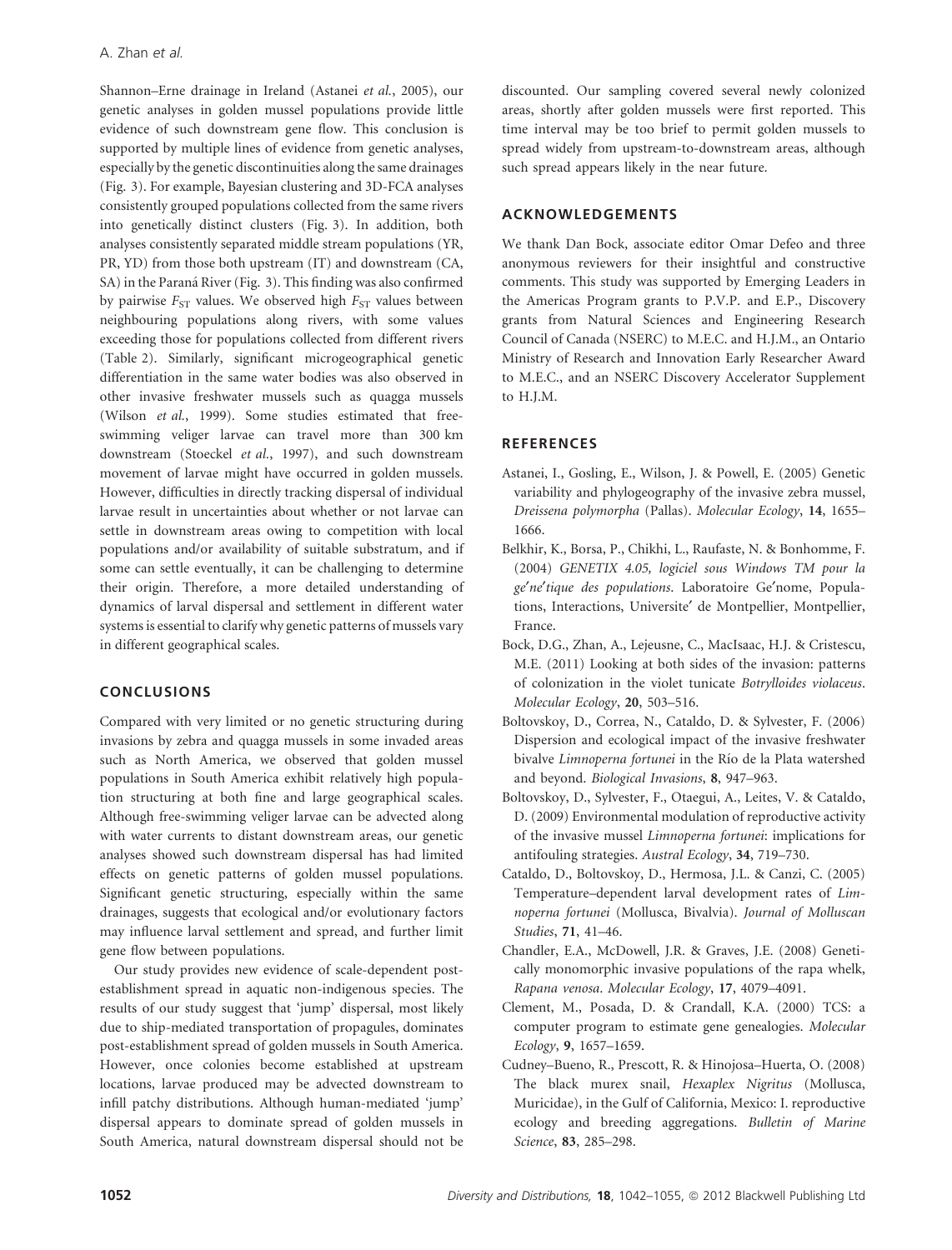Shannon–Erne drainage in Ireland (Astanei *et al.*, 2005), our genetic analyses in golden mussel populations provide little evidence of such downstream gene flow. This conclusion is supported by multiple lines of evidence from genetic analyses, especially by the genetic discontinuities along the same drainages (Fig. 3). For example, Bayesian clustering and 3D-FCA analyses consistently grouped populations collected from the same rivers into genetically distinct clusters (Fig. 3). In addition, both analyses consistently separated middle stream populations (YR, PR, YD) from those both upstream (IT) and downstream (CA, SA) in the Paraná River (Fig. 3). This finding was also confirmed by pairwise $F_{ST}$ values. We observed high $F_{ST}$ values between neighbouring populations along rivers, with some values exceeding those for populations collected from different rivers (Table 2). Similarly, significant microgeographical genetic differentiation in the same water bodies was also observed in other invasive freshwater mussels such as quagga mussels (Wilson *et al.*, 1999). Some studies estimated that free-swimming veliger larvae can travel more than 300 km downstream (Stoeckel *et al.*, 1997), and such downstream movement of larvae might have occurred in golden mussels. However, difficulties in directly tracking dispersal of individual larvae result in uncertainties about whether or not larvae can settle in downstream areas owing to competition with local populations and/or availability of suitable substratum, and if some can settle eventually, it can be challenging to determine their origin. Therefore, a more detailed understanding of dynamics of larval dispersal and settlement in different water systems is essential to clarify why genetic patterns of mussels vary in different geographical scales.

## CONCLUSIONS

Compared with very limited or no genetic structuring during invasions by zebra and quagga mussels in some invaded areas such as North America, we observed that golden mussel populations in South America exhibit relatively high population structuring at both fine and large geographical scales. Although free-swimming veliger larvae can be advected along with water currents to distant downstream areas, our genetic analyses showed such downstream dispersal has had limited effects on genetic patterns of golden mussel populations. Significant genetic structuring, especially within the same drainages, suggests that ecological and/or evolutionary factors may influence larval settlement and spread, and further limit gene flow between populations.

Our study provides new evidence of scale-dependent post-establishment spread in aquatic non-indigenous species. The results of our study suggest that 'jump' dispersal, most likely due to ship-mediated transportation of propagules, dominates post-establishment spread of golden mussels in South America. However, once colonies become established at upstream locations, larvae produced may be advected downstream to infill patchy distributions. Although human-mediated 'jump' dispersal appears to dominate spread of golden mussels in South America, natural downstream dispersal should not be discounted. Our sampling covered several newly colonized areas, shortly after golden mussels were first reported. This time interval may be too brief to permit golden mussels to spread widely from upstream-to-downstream areas, although such spread appears likely in the near future.

## ACKNOWLEDGEMENTS

We thank Dan Bock, associate editor Omar Defeo and three anonymous reviewers for their insightful and constructive comments. This study was supported by Emerging Leaders in the Americas Program grants to P.V.P. and E.P., Discovery grants from Natural Sciences and Engineering Research Council of Canada (NSERC) to M.E.C. and H.J.M., an Ontario Ministry of Research and Innovation Early Researcher Award to M.E.C., and an NSERC Discovery Accelerator Supplement to H.J.M.

## REFERENCES

Astanei, I., Gosling, E., Wilson, J. & Powell, E. (2005) Genetic variability and phylogeography of the invasive zebra mussel, *Dreissena polymorpha* (Pallas). *Molecular Ecology*, **14**, 1655–1666.

Belkhir, K., Borsa, P., Chikhi, L., Raufaste, N. & Bonhomme, F. (2004) *GENETIX 4.05, logiciel sous Windows TM pour la ge′ne′tique des populations*. Laboratoire Ge′nome, Populations, Interactions, Universite′ de Montpellier, Montpellier, France.

Bock, D.G., Zhan, A., Lejeusne, C., MacIsaac, H.J. & Cristescu, M.E. (2011) Looking at both sides of the invasion: patterns of colonization in the violet tunicate *Botrylloides violaceus*. *Molecular Ecology*, **20**, 503–516.

Boltovskoy, D., Correa, N., Cataldo, D. & Sylvester, F. (2006) Dispersion and ecological impact of the invasive freshwater bivalve *Limnoperna fortunei* in the Río de la Plata watershed and beyond. *Biological Invasions*, **8**, 947–963.

Boltovskoy, D., Sylvester, F., Otaegui, A., Leites, V. & Cataldo, D. (2009) Environmental modulation of reproductive activity of the invasive mussel *Limnoperna fortunei*: implications for antifouling strategies. *Austral Ecology*, **34**, 719–730.

Cataldo, D., Boltovskoy, D., Hermosa, J.L. & Canzi, C. (2005) Temperature–dependent larval development rates of *Limnoperna fortunei* (Mollusca, Bivalvia). *Journal of Molluscan Studies*, **71**, 41–46.

Chandler, E.A., McDowell, J.R. & Graves, J.E. (2008) Genetically monomorphic invasive populations of the rapa whelk, *Rapana venosa*. *Molecular Ecology*, **17**, 4079–4091.

Clement, M., Posada, D. & Crandall, K.A. (2000) TCS: a computer program to estimate gene genealogies. *Molecular Ecology*, **9**, 1657–1659.

Cudney–Bueno, R., Prescott, R. & Hinojosa–Huerta, O. (2008) The black murex snail, *Hexaplex Nigritus* (Mollusca, Muricidae), in the Gulf of California, Mexico: I. reproductive ecology and breeding aggregations. *Bulletin of Marine Science*, **83**, 285–298.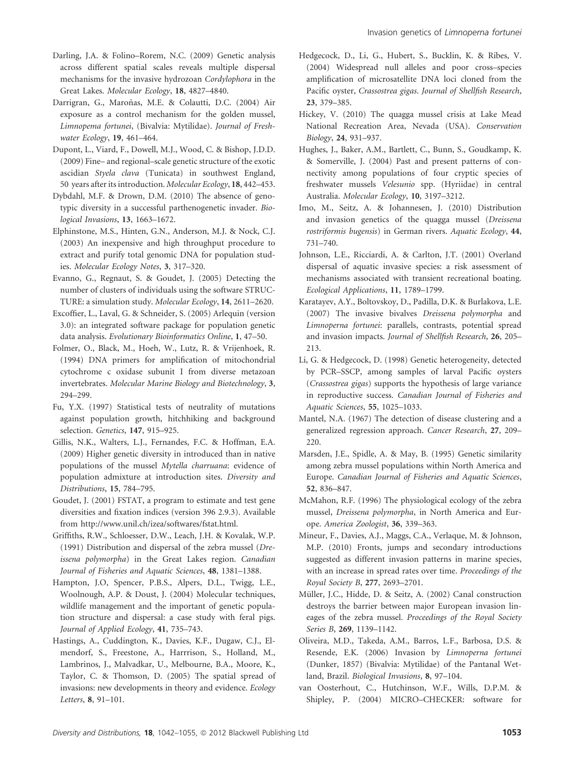Darling, J.A. & Folino–Rorem, N.C. (2009) Genetic analysis across different spatial scales reveals multiple dispersal mechanisms for the invasive hydrozoan *Cordylophora* in the Great Lakes. *Molecular Ecology*, **18**, 4827–4840.

Darrigran, G., Maroñas, M.E. & Colautti, D.C. (2004) Air exposure as a control mechanism for the golden mussel, *Limnopema fortunei*, (Bivalvia: Mytilidae). *Journal of Freshwater Ecology*, **19**, 461–464.

Dupont, L., Viard, F., Dowell, M.J., Wood, C. & Bishop, J.D.D. (2009) Fine– and regional–scale genetic structure of the exotic ascidian *Styela clava* (Tunicata) in southwest England, 50 years after its introduction. *Molecular Ecology*, **18**, 442–453.

Dybdahl, M.F. & Drown, D.M. (2010) The absence of genotypic diversity in a successful parthenogenetic invader. *Biological Invasions*, **13**, 1663–1672.

Elphinstone, M.S., Hinten, G.N., Anderson, M.J. & Nock, C.J. (2003) An inexpensive and high throughput procedure to extract and purify total genomic DNA for population studies. *Molecular Ecology Notes*, **3**, 317–320.

Evanno, G., Regnaut, S. & Goudet, J. (2005) Detecting the number of clusters of individuals using the software STRUCTURE: a simulation study. *Molecular Ecology*, **14**, 2611–2620.

Excoffier, L., Laval, G. & Schneider, S. (2005) Arlequin (version 3.0): an integrated software package for population genetic data analysis. *Evolutionary Bioinformatics Online*, **1**, 47–50.

Folmer, O., Black, M., Hoeh, W., Lutz, R. & Vrijenhoek, R. (1994) DNA primers for amplification of mitochondrial cytochrome c oxidase subunit I from diverse metazoan invertebrates. *Molecular Marine Biology and Biotechnology*, **3**, 294–299.

Fu, Y.X. (1997) Statistical tests of neutrality of mutations against population growth, hitchhiking and background selection. *Genetics*, **147**, 915–925.

Gillis, N.K., Walters, L.J., Fernandes, F.C. & Hoffman, E.A. (2009) Higher genetic diversity in introduced than in native populations of the mussel *Mytella charruana*: evidence of population admixture at introduction sites. *Diversity and Distributions*, **15**, 784–795.

Goudet, J. (2001) FSTAT, a program to estimate and test gene diversities and fixation indices (version 396 2.9.3). Available from http://www.unil.ch/izea/softwares/fstat.html.

Griffiths, R.W., Schloesser, D.W., Leach, J.H. & Kovalak, W.P. (1991) Distribution and dispersal of the zebra mussel (*Dreissena polymorpha*) in the Great Lakes region. *Canadian Journal of Fisheries and Aquatic Sciences*, **48**, 1381–1388.

Hampton, J.O, Spencer, P.B.S., Alpers, D.L., Twigg, L.E., Woolnough, A.P. & Doust, J. (2004) Molecular techniques, wildlife management and the important of genetic population structure and dispersal: a case study with feral pigs. *Journal of Applied Ecology*, **41**, 735–743.

Hastings, A., Cuddington, K., Davies, K.F., Dugaw, C.J., Elmendorf, S., Freestone, A., Harrrison, S., Holland, M., Lambrinos, J., Malvadkar, U., Melbourne, B.A., Moore, K., Taylor, C. & Thomson, D. (2005) The spatial spread of invasions: new developments in theory and evidence. *Ecology Letters*, **8**, 91–101.

Hedgecock, D., Li, G., Hubert, S., Bucklin, K. & Ribes, V. (2004) Widespread null alleles and poor cross–species amplification of microsatellite DNA loci cloned from the Pacific oyster, *Crassostrea gigas*. *Journal of Shellfish Research*, **23**, 379–385.

Hickey, V. (2010) The quagga mussel crisis at Lake Mead National Recreation Area, Nevada (USA). *Conservation Biology*, **24**, 931–937.

Hughes, J., Baker, A.M., Bartlett, C., Bunn, S., Goudkamp, K. & Somerville, J. (2004) Past and present patterns of connectivity among populations of four cryptic species of freshwater mussels *Velesunio* spp. (Hyriidae) in central Australia. *Molecular Ecology*, **10**, 3197–3212.

Imo, M., Seitz, A. & Johannesen, J. (2010) Distribution and invasion genetics of the quagga mussel (*Dreissena rostriformis bugensis*) in German rivers. *Aquatic Ecology*, **44**, 731–740.

Johnson, L.E., Ricciardi, A. & Carlton, J.T. (2001) Overland dispersal of aquatic invasive species: a risk assessment of mechanisms associated with transient recreational boating. *Ecological Applications*, **11**, 1789–1799.

Karatayev, A.Y., Boltovskoy, D., Padilla, D.K. & Burlakova, L.E. (2007) The invasive bivalves *Dreissena polymorpha* and *Limnoperna fortunei*: parallels, contrasts, potential spread and invasion impacts. *Journal of Shellfish Research*, **26**, 205–213.

Li, G. & Hedgecock, D. (1998) Genetic heterogeneity, detected by PCR–SSCP, among samples of larval Pacific oysters (*Crassostrea gigas*) supports the hypothesis of large variance in reproductive success. *Canadian Journal of Fisheries and Aquatic Sciences*, **55**, 1025–1033.

Mantel, N.A. (1967) The detection of disease clustering and a generalized regression approach. *Cancer Research*, **27**, 209–220.

Marsden, J.E., Spidle, A. & May, B. (1995) Genetic similarity among zebra mussel populations within North America and Europe. *Canadian Journal of Fisheries and Aquatic Sciences*, **52**, 836–847.

McMahon, R.F. (1996) The physiological ecology of the zebra mussel, *Dreissena polymorpha*, in North America and Europe. *America Zoologist*, **36**, 339–363.

Mineur, F., Davies, A.J., Maggs, C.A., Verlaque, M. & Johnson, M.P. (2010) Fronts, jumps and secondary introductions suggested as different invasion patterns in marine species, with an increase in spread rates over time. *Proceedings of the Royal Society B*, **277**, 2693–2701.

Müller, J.C., Hidde, D. & Seitz, A. (2002) Canal construction destroys the barrier between major European invasion lineages of the zebra mussel. *Proceedings of the Royal Society Series B*, **269**, 1139–1142.

Oliveira, M.D., Takeda, A.M., Barros, L.F., Barbosa, D.S. & Resende, E.K. (2006) Invasion by *Limnoperna fortunei* (Dunker, 1857) (Bivalvia: Mytilidae) of the Pantanal Wetland, Brazil. *Biological Invasions*, **8**, 97–104.

van Oosterhout, C., Hutchinson, W.F., Wills, D.P.M. & Shipley, P. (2004) MICRO–CHECKER: software for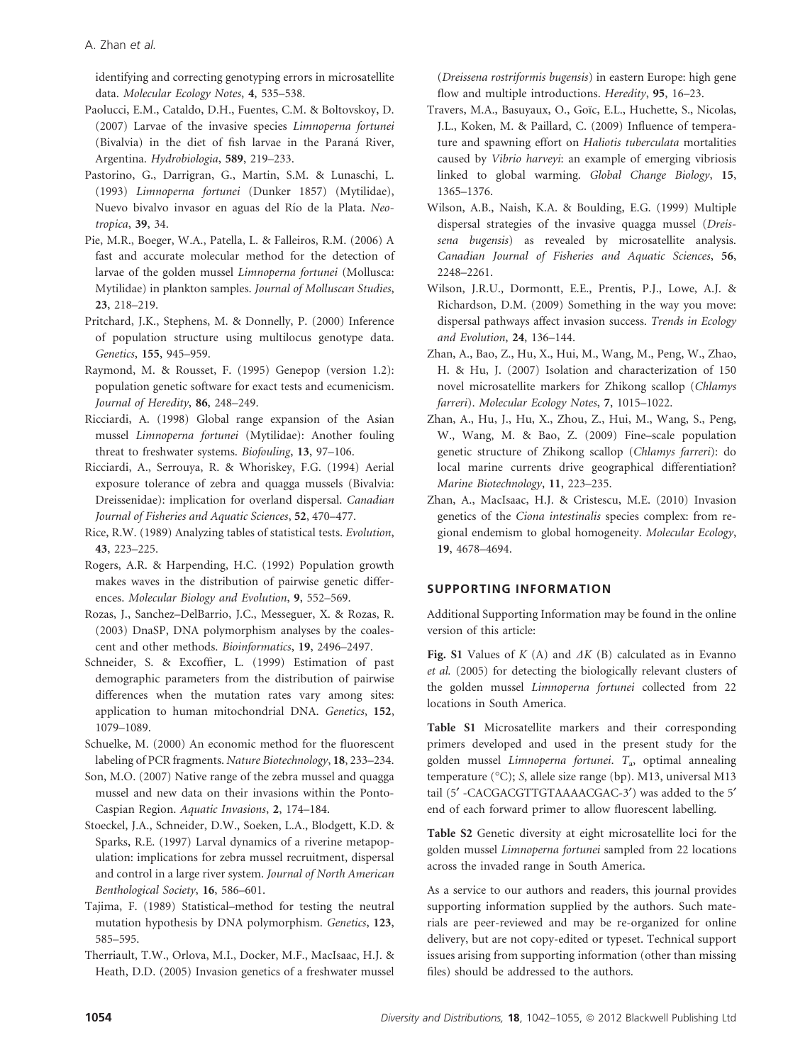identifying and correcting genotyping errors in microsatellite data. *Molecular Ecology Notes*, **4**, 535–538.

Paolucci, E.M., Cataldo, D.H., Fuentes, C.M. & Boltovskoy, D. (2007) Larvae of the invasive species *Limnoperna fortunei* (Bivalvia) in the diet of fish larvae in the Paraná River, Argentina. *Hydrobiologia*, **589**, 219–233.

Pastorino, G., Darrigran, G., Martin, S.M. & Lunaschi, L. (1993) *Limnoperna fortunei* (Dunker 1857) (Mytilidae), Nuevo bivalvo invasor en aguas del Río de la Plata. *Neotropica*, **39**, 34.

Pie, M.R., Boeger, W.A., Patella, L. & Falleiros, R.M. (2006) A fast and accurate molecular method for the detection of larvae of the golden mussel *Limnoperna fortunei* (Mollusca: Mytilidae) in plankton samples. *Journal of Molluscan Studies*, **23**, 218–219.

Pritchard, J.K., Stephens, M. & Donnelly, P. (2000) Inference of population structure using multilocus genotype data. *Genetics*, **155**, 945–959.

Raymond, M. & Rousset, F. (1995) Genepop (version 1.2): population genetic software for exact tests and ecumenicism. *Journal of Heredity*, **86**, 248–249.

Ricciardi, A. (1998) Global range expansion of the Asian mussel *Limnoperna fortunei* (Mytilidae): Another fouling threat to freshwater systems. *Biofouling*, **13**, 97–106.

Ricciardi, A., Serrouya, R. & Whoriskey, F.G. (1994) Aerial exposure tolerance of zebra and quagga mussels (Bivalvia: Dreissenidae): implication for overland dispersal. *Canadian Journal of Fisheries and Aquatic Sciences*, **52**, 470–477.

Rice, R.W. (1989) Analyzing tables of statistical tests. *Evolution*, **43**, 223–225.

Rogers, A.R. & Harpending, H.C. (1992) Population growth makes waves in the distribution of pairwise genetic differences. *Molecular Biology and Evolution*, **9**, 552–569.

Rozas, J., Sanchez–DelBarrio, J.C., Messeguer, X. & Rozas, R. (2003) DnaSP, DNA polymorphism analyses by the coalescent and other methods. *Bioinformatics*, **19**, 2496–2497.

Schneider, S. & Excoffier, L. (1999) Estimation of past demographic parameters from the distribution of pairwise differences when the mutation rates vary among sites: application to human mitochondrial DNA. *Genetics*, **152**, 1079–1089.

Schuelke, M. (2000) An economic method for the fluorescent labeling of PCR fragments. *Nature Biotechnology*, **18**, 233–234.

Son, M.O. (2007) Native range of the zebra mussel and quagga mussel and new data on their invasions within the Ponto-Caspian Region. *Aquatic Invasions*, **2**, 174–184.

Stoeckel, J.A., Schneider, D.W., Soeken, L.A., Blodgett, K.D. & Sparks, R.E. (1997) Larval dynamics of a riverine metapopulation: implications for zebra mussel recruitment, dispersal and control in a large river system. *Journal of North American Benthological Society*, **16**, 586–601.

Tajima, F. (1989) Statistical–method for testing the neutral mutation hypothesis by DNA polymorphism. *Genetics*, **123**, 585–595.

Therriault, T.W., Orlova, M.I., Docker, M.F., MacIsaac, H.J. & Heath, D.D. (2005) Invasion genetics of a freshwater mussel (*Dreissena rostriformis bugensis*) in eastern Europe: high gene flow and multiple introductions. *Heredity*, **95**, 16–23.

Travers, M.A., Basuyaux, O., Goïc, E.L., Huchette, S., Nicolas, J.L., Koken, M. & Paillard, C. (2009) Influence of temperature and spawning effort on *Haliotis tuberculata* mortalities caused by *Vibrio harveyi*: an example of emerging vibriosis linked to global warming. *Global Change Biology*, **15**, 1365–1376.

Wilson, A.B., Naish, K.A. & Boulding, E.G. (1999) Multiple dispersal strategies of the invasive quagga mussel (*Dreissena bugensis*) as revealed by microsatellite analysis. *Canadian Journal of Fisheries and Aquatic Sciences*, **56**, 2248–2261.

Wilson, J.R.U., Dormontt, E.E., Prentis, P.J., Lowe, A.J. & Richardson, D.M. (2009) Something in the way you move: dispersal pathways affect invasion success. *Trends in Ecology and Evolution*, **24**, 136–144.

Zhan, A., Bao, Z., Hu, X., Hui, M., Wang, M., Peng, W., Zhao, H. & Hu, J. (2007) Isolation and characterization of 150 novel microsatellite markers for Zhikong scallop (*Chlamys farreri*). *Molecular Ecology Notes*, **7**, 1015–1022.

Zhan, A., Hu, J., Hu, X., Zhou, Z., Hui, M., Wang, S., Peng, W., Wang, M. & Bao, Z. (2009) Fine–scale population genetic structure of Zhikong scallop (*Chlamys farreri*): do local marine currents drive geographical differentiation? *Marine Biotechnology*, **11**, 223–235.

Zhan, A., MacIsaac, H.J. & Cristescu, M.E. (2010) Invasion genetics of the *Ciona intestinalis* species complex: from regional endemism to global homogeneity. *Molecular Ecology*, **19**, 4678–4694.

## SUPPORTING INFORMATION

Additional Supporting Information may be found in the online version of this article:

**Fig. S1** Values of $K$ (A) and $\Delta K$ (B) calculated as in Evanno *et al.* (2005) for detecting the biologically relevant clusters of the golden mussel *Limnoperna fortunei* collected from 22 locations in South America.

**Table S1** Microsatellite markers and their corresponding primers developed and used in the present study for the golden mussel *Limnoperna fortunei*. $T_a$, optimal annealing temperature (°C); *S*, allele size range (bp). M13, universal M13 tail (5′ -CACGACGTTGTAAAACGAC-3′) was added to the 5′ end of each forward primer to allow fluorescent labelling.

**Table S2** Genetic diversity at eight microsatellite loci for the golden mussel *Limnoperna fortunei* sampled from 22 locations across the invaded range in South America.

As a service to our authors and readers, this journal provides supporting information supplied by the authors. Such materials are peer-reviewed and may be re-organized for online delivery, but are not copy-edited or typeset. Technical support issues arising from supporting information (other than missing files) should be addressed to the authors.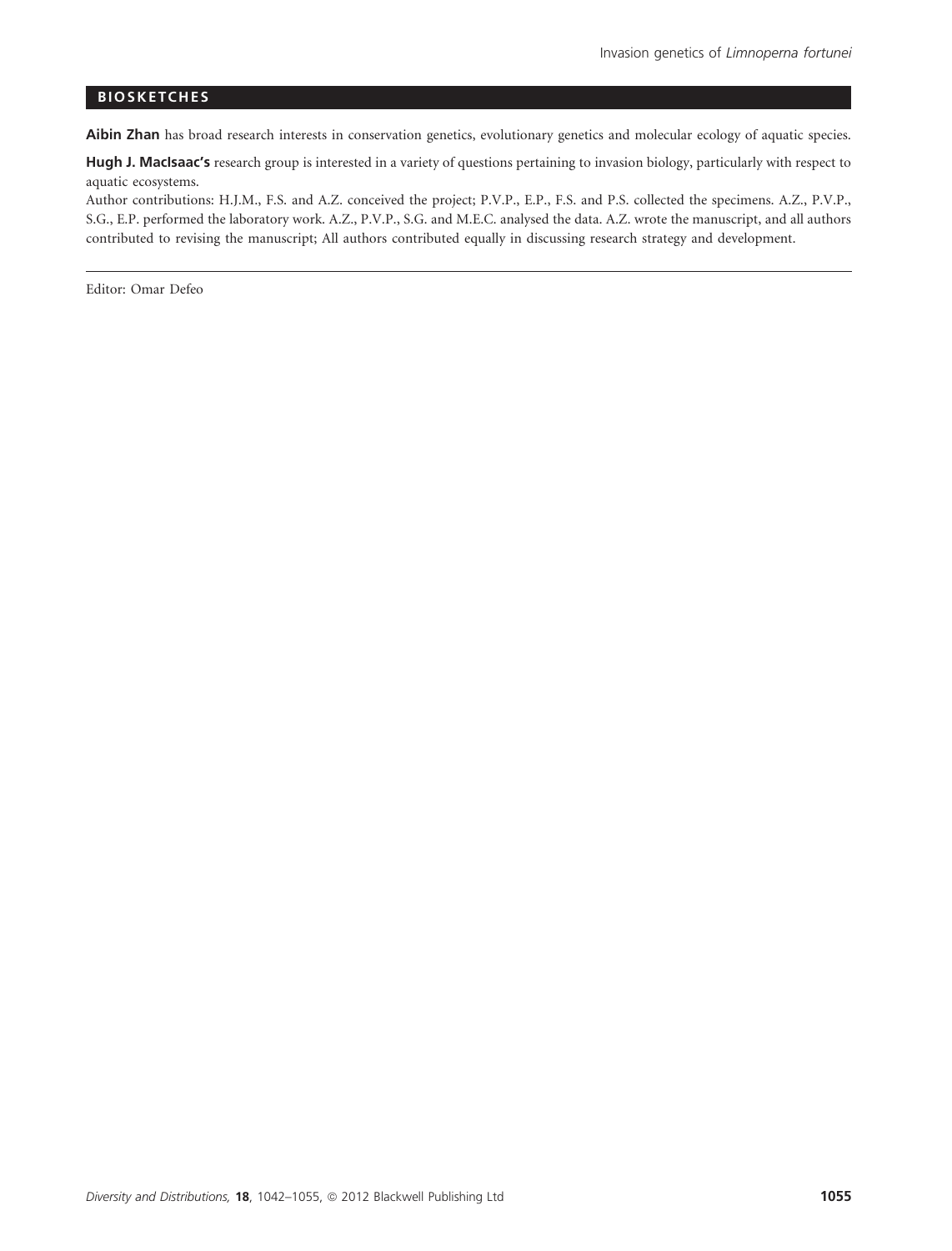## BIOSKETCHES

**Aibin Zhan** has broad research interests in conservation genetics, evolutionary genetics and molecular ecology of aquatic species.

**Hugh J. MacIsaac's** research group is interested in a variety of questions pertaining to invasion biology, particularly with respect to aquatic ecosystems.

Author contributions: H.J.M., F.S. and A.Z. conceived the project; P.V.P., E.P., F.S. and P.S. collected the specimens. A.Z., P.V.P., S.G., E.P. performed the laboratory work. A.Z., P.V.P., S.G. and M.E.C. analysed the data. A.Z. wrote the manuscript, and all authors contributed to revising the manuscript; All authors contributed equally in discussing research strategy and development.

Editor: Omar Defeo